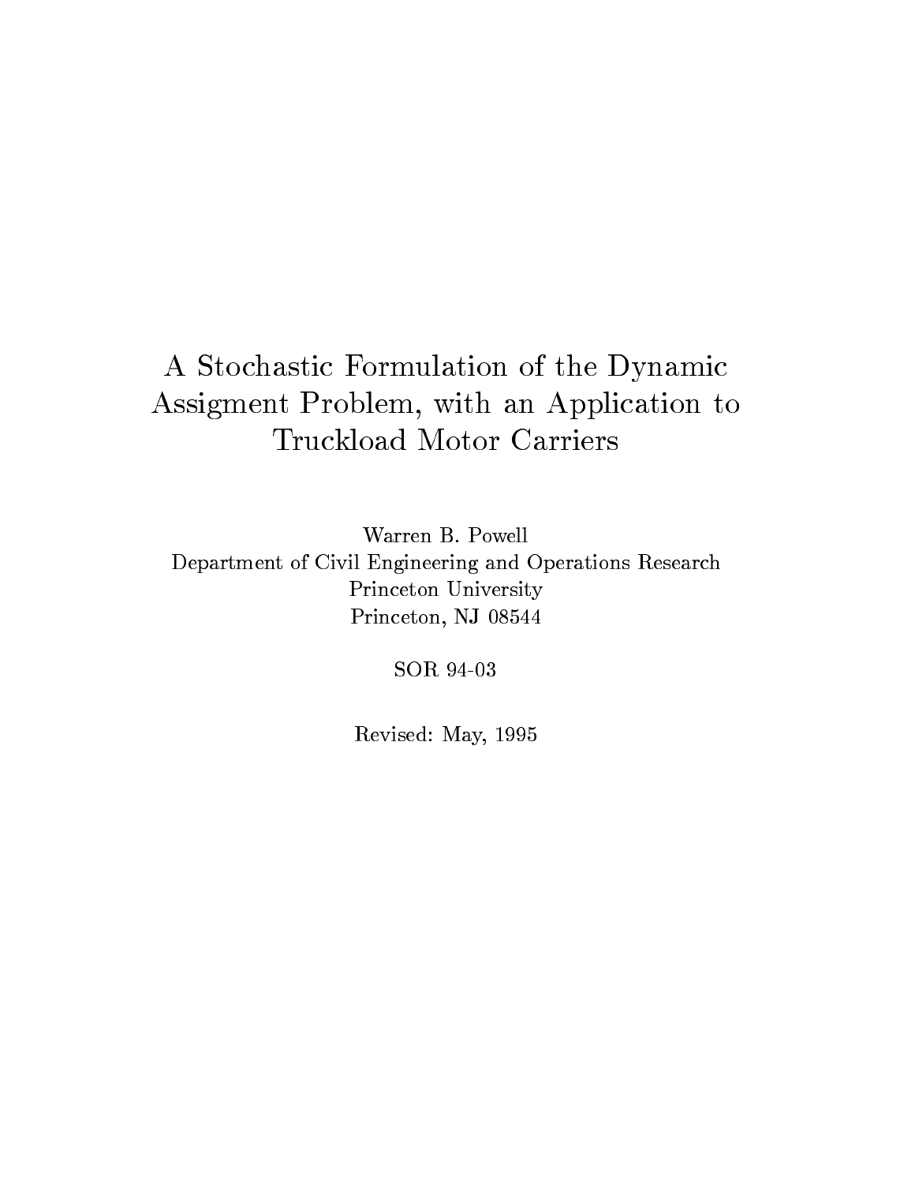# A Stochastic Formulation of the Dynamic Assigment Problem, with an Application to Truckload Motor Carriers

Warren B. Powell
Department of Civil Engineering and Operations Research
Princeton University
Princeton, NJ 08544

SOR 94-03

Revised: May, 1995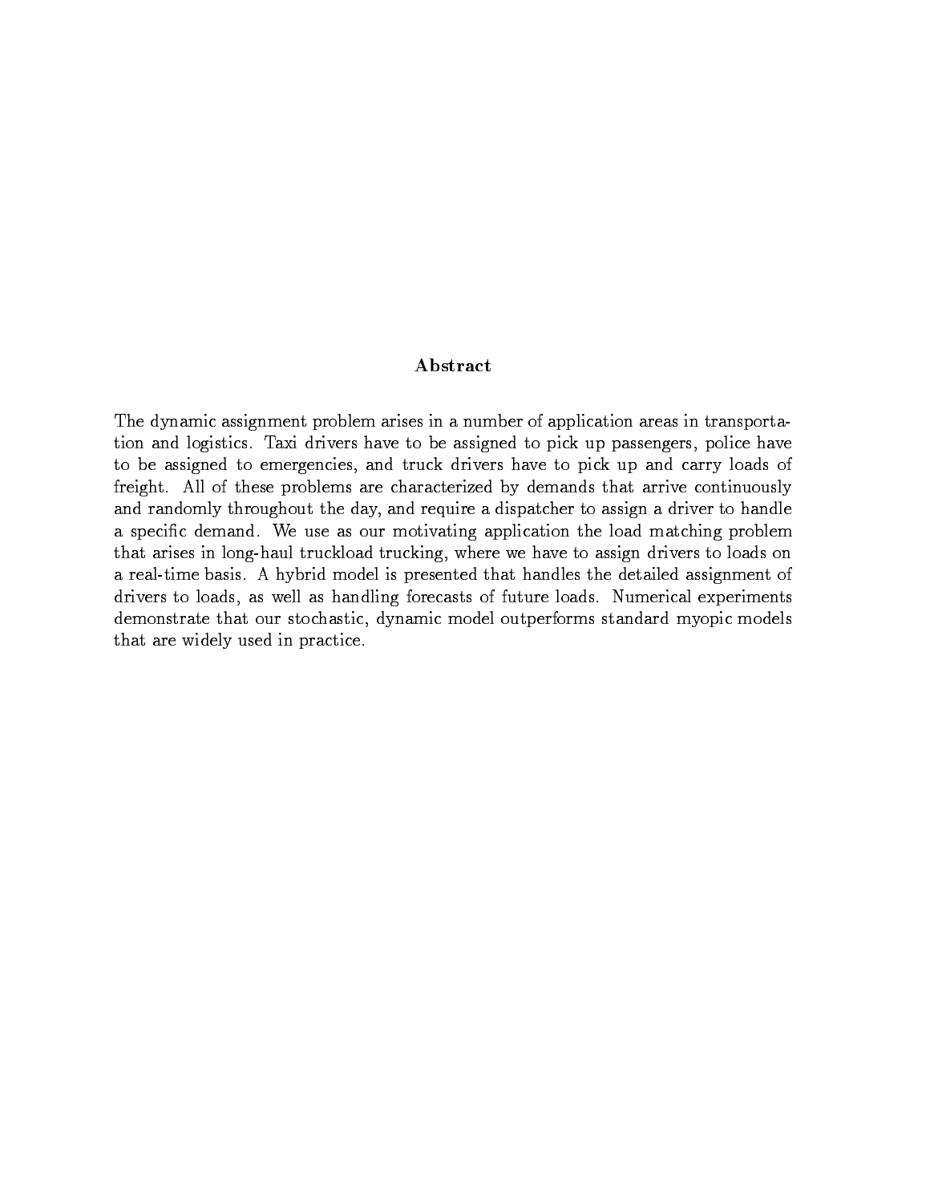## Abstract

The dynamic assignment problem arises in a number of application areas in transportation and logistics. Taxi drivers have to be assigned to pick up passengers, police have to be assigned to emergencies, and truck drivers have to pick up and carry loads of freight. All of these problems are characterized by demands that arrive continuously and randomly throughout the day, and require a dispatcher to assign a driver to handle a specific demand. We use as our motivating application the load matching problem that arises in long-haul truckload trucking, where we have to assign drivers to loads on a real-time basis. A hybrid model is presented that handles the detailed assignment of drivers to loads, as well as handling forecasts of future loads. Numerical experiments demonstrate that our stochastic, dynamic model outperforms standard myopic models that are widely used in practice.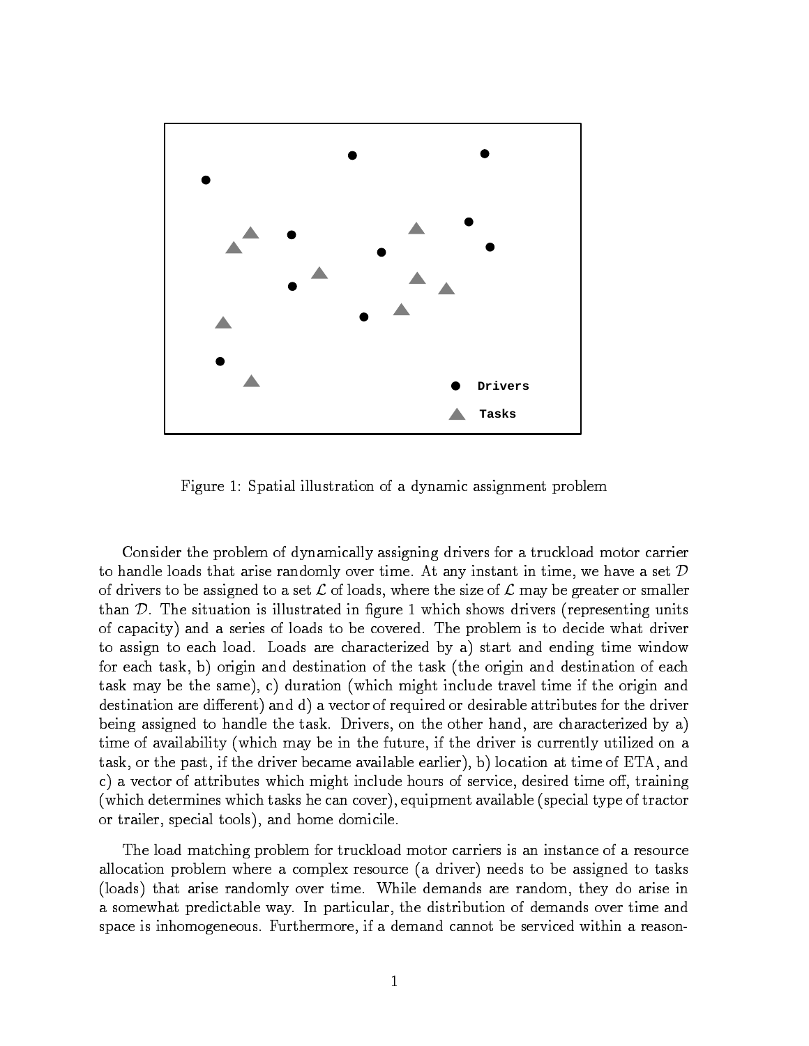Figure 1: Spatial illustration of a dynamic assignment problem

Consider the problem of dynamically assigning drivers for a truckload motor carrier to handle loads that arise randomly over time. At any instant in time, we have a set $\mathcal{D}$ of drivers to be assigned to a set $\mathcal{L}$ of loads, where the size of $\mathcal{L}$ may be greater or smaller than $\mathcal{D}$. The situation is illustrated in figure 1 which shows drivers (representing units of capacity) and a series of loads to be covered. The problem is to decide what driver to assign to each load. Loads are characterized by a) start and ending time window for each task, b) origin and destination of the task (the origin and destination of each task may be the same), c) duration (which might include travel time if the origin and destination are different) and d) a vector of required or desirable attributes for the driver being assigned to handle the task. Drivers, on the other hand, are characterized by a) time of availability (which may be in the future, if the driver is currently utilized on a task, or the past, if the driver became available earlier), b) location at time of ETA, and c) a vector of attributes which might include hours of service, desired time off, training (which determines which tasks he can cover), equipment available (special type of tractor or trailer, special tools), and home domicile.

The load matching problem for truckload motor carriers is an instance of a resource allocation problem where a complex resource (a driver) needs to be assigned to tasks (loads) that arise randomly over time. While demands are random, they do arise in a somewhat predictable way. In particular, the distribution of demands over time and space is inhomogeneous. Furthermore, if a demand cannot be serviced within a reason-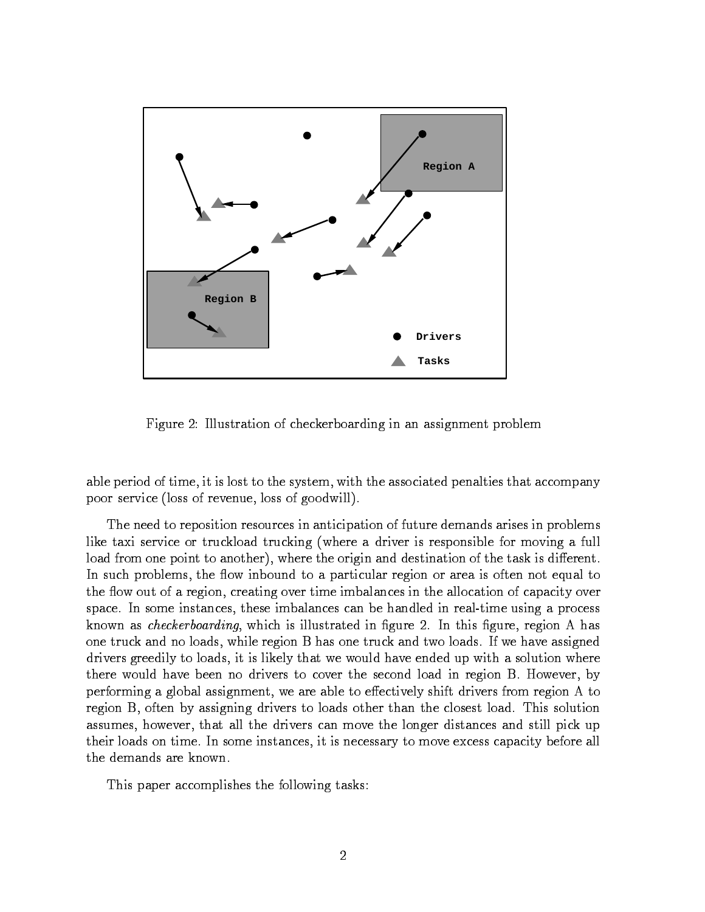Figure 2: Illustration of checkerboarding in an assignment problem

able period of time, it is lost to the system, with the associated penalties that accompany poor service (loss of revenue, loss of goodwill).

The need to reposition resources in anticipation of future demands arises in problems like taxi service or truckload trucking (where a driver is responsible for moving a full load from one point to another), where the origin and destination of the task is different. In such problems, the flow inbound to a particular region or area is often not equal to the flow out of a region, creating over time imbalances in the allocation of capacity over space. In some instances, these imbalances can be handled in real-time using a process known as *checkerboarding*, which is illustrated in figure 2. In this figure, region A has one truck and no loads, while region B has one truck and two loads. If we have assigned drivers greedily to loads, it is likely that we would have ended up with a solution where there would have been no drivers to cover the second load in region B. However, by performing a global assignment, we are able to effectively shift drivers from region A to region B, often by assigning drivers to loads other than the closest load. This solution assumes, however, that all the drivers can move the longer distances and still pick up their loads on time. In some instances, it is necessary to move excess capacity before all the demands are known.

This paper accomplishes the following tasks: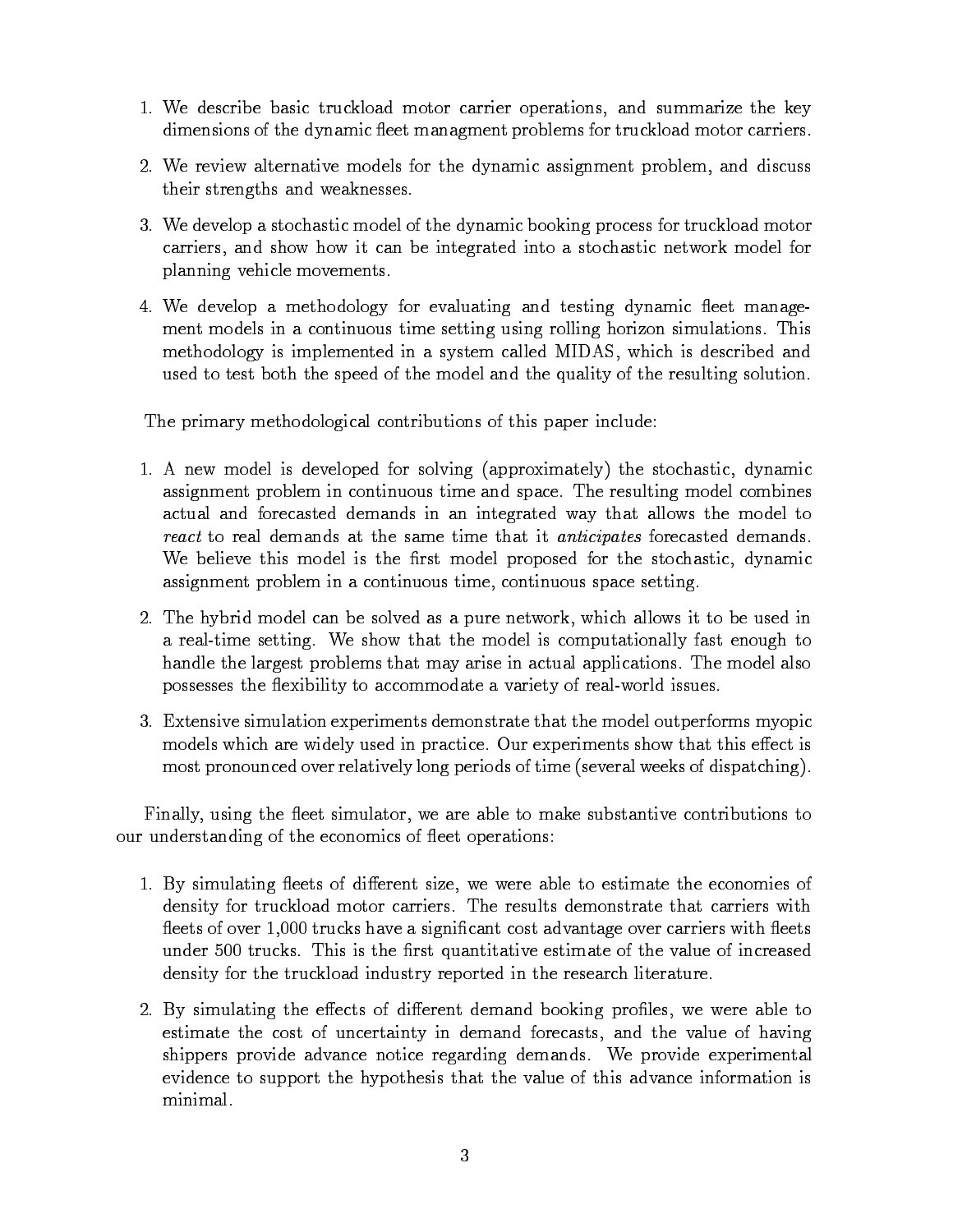1. We describe basic truckload motor carrier operations, and summarize the key dimensions of the dynamic fleet managment problems for truckload motor carriers.
2. We review alternative models for the dynamic assignment problem, and discuss their strengths and weaknesses.
3. We develop a stochastic model of the dynamic booking process for truckload motor carriers, and show how it can be integrated into a stochastic network model for planning vehicle movements.
4. We develop a methodology for evaluating and testing dynamic fleet management models in a continuous time setting using rolling horizon simulations. This methodology is implemented in a system called MIDAS, which is described and used to test both the speed of the model and the quality of the resulting solution.

The primary methodological contributions of this paper include:

1. A new model is developed for solving (approximately) the stochastic, dynamic assignment problem in continuous time and space. The resulting model combines actual and forecasted demands in an integrated way that allows the model to *react* to real demands at the same time that it *anticipates* forecasted demands. We believe this model is the first model proposed for the stochastic, dynamic assignment problem in a continuous time, continuous space setting.
2. The hybrid model can be solved as a pure network, which allows it to be used in a real-time setting. We show that the model is computationally fast enough to handle the largest problems that may arise in actual applications. The model also possesses the flexibility to accommodate a variety of real-world issues.
3. Extensive simulation experiments demonstrate that the model outperforms myopic models which are widely used in practice. Our experiments show that this effect is most pronounced over relatively long periods of time (several weeks of dispatching).

Finally, using the fleet simulator, we are able to make substantive contributions to our understanding of the economics of fleet operations:

1. By simulating fleets of different size, we were able to estimate the economies of density for truckload motor carriers. The results demonstrate that carriers with fleets of over 1,000 trucks have a significant cost advantage over carriers with fleets under 500 trucks. This is the first quantitative estimate of the value of increased density for the truckload industry reported in the research literature.
2. By simulating the effects of different demand booking profiles, we were able to estimate the cost of uncertainty in demand forecasts, and the value of having shippers provide advance notice regarding demands. We provide experimental evidence to support the hypothesis that the value of this advance information is minimal.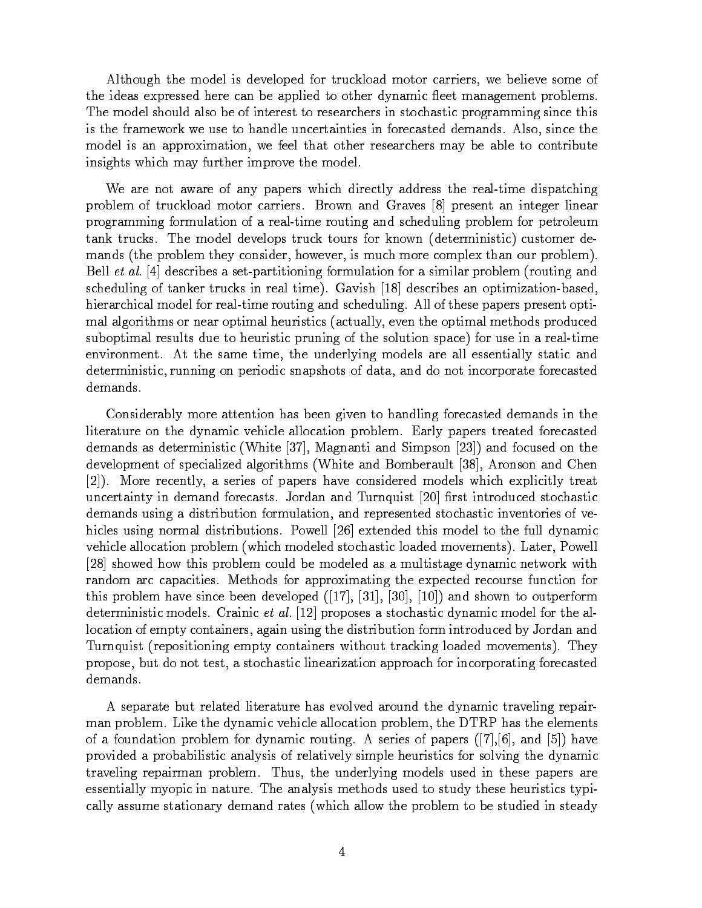Although the model is developed for truckload motor carriers, we believe some of the ideas expressed here can be applied to other dynamic fleet management problems. The model should also be of interest to researchers in stochastic programming since this is the framework we use to handle uncertainties in forecasted demands. Also, since the model is an approximation, we feel that other researchers may be able to contribute insights which may further improve the model.

We are not aware of any papers which directly address the real-time dispatching problem of truckload motor carriers. Brown and Graves [8] present an integer linear programming formulation of a real-time routing and scheduling problem for petroleum tank trucks. The model develops truck tours for known (deterministic) customer demands (the problem they consider, however, is much more complex than our problem). Bell *et al.* [4] describes a set-partitioning formulation for a similar problem (routing and scheduling of tanker trucks in real time). Gavish [18] describes an optimization-based, hierarchical model for real-time routing and scheduling. All of these papers present optimal algorithms or near optimal heuristics (actually, even the optimal methods produced suboptimal results due to heuristic pruning of the solution space) for use in a real-time environment. At the same time, the underlying models are all essentially static and deterministic, running on periodic snapshots of data, and do not incorporate forecasted demands.

Considerably more attention has been given to handling forecasted demands in the literature on the dynamic vehicle allocation problem. Early papers treated forecasted demands as deterministic (White [37], Magnanti and Simpson [23]) and focused on the development of specialized algorithms (White and Bomberault [38], Aronson and Chen [2]). More recently, a series of papers have considered models which explicitly treat uncertainty in demand forecasts. Jordan and Turnquist [20] first introduced stochastic demands using a distribution formulation, and represented stochastic inventories of vehicles using normal distributions. Powell [26] extended this model to the full dynamic vehicle allocation problem (which modeled stochastic loaded movements). Later, Powell [28] showed how this problem could be modeled as a multistage dynamic network with random arc capacities. Methods for approximating the expected recourse function for this problem have since been developed ([17], [31], [30], [10]) and shown to outperform deterministic models. Crainic *et al.* [12] proposes a stochastic dynamic model for the allocation of empty containers, again using the distribution form introduced by Jordan and Turnquist (repositioning empty containers without tracking loaded movements). They propose, but do not test, a stochastic linearization approach for incorporating forecasted demands.

A separate but related literature has evolved around the dynamic traveling repairman problem. Like the dynamic vehicle allocation problem, the DTRP has the elements of a foundation problem for dynamic routing. A series of papers ([7],[6], and [5]) have provided a probabilistic analysis of relatively simple heuristics for solving the dynamic traveling repairman problem. Thus, the underlying models used in these papers are essentially myopic in nature. The analysis methods used to study these heuristics typically assume stationary demand rates (which allow the problem to be studied in steady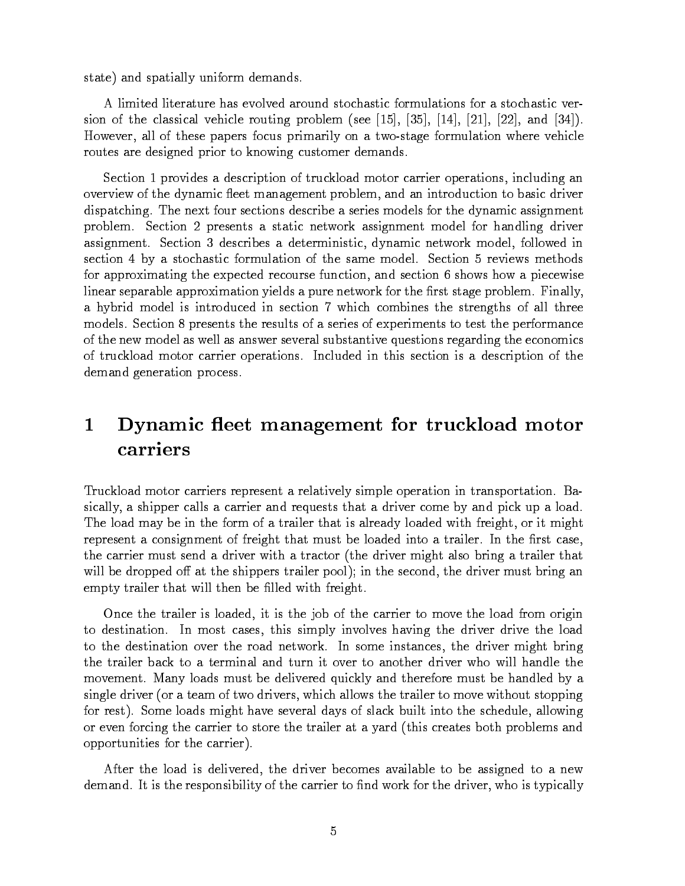state) and spatially uniform demands.

A limited literature has evolved around stochastic formulations for a stochastic version of the classical vehicle routing problem (see [15], [35], [14], [21], [22], and [34]). However, all of these papers focus primarily on a two-stage formulation where vehicle routes are designed prior to knowing customer demands.

Section 1 provides a description of truckload motor carrier operations, including an overview of the dynamic fleet management problem, and an introduction to basic driver dispatching. The next four sections describe a series models for the dynamic assignment problem. Section 2 presents a static network assignment model for handling driver assignment. Section 3 describes a deterministic, dynamic network model, followed in section 4 by a stochastic formulation of the same model. Section 5 reviews methods for approximating the expected recourse function, and section 6 shows how a piecewise linear separable approximation yields a pure network for the first stage problem. Finally, a hybrid model is introduced in section 7 which combines the strengths of all three models. Section 8 presents the results of a series of experiments to test the performance of the new model as well as answer several substantive questions regarding the economics of truckload motor carrier operations. Included in this section is a description of the demand generation process.

# 1 Dynamic fleet management for truckload motor carriers

Truckload motor carriers represent a relatively simple operation in transportation. Basically, a shipper calls a carrier and requests that a driver come by and pick up a load. The load may be in the form of a trailer that is already loaded with freight, or it might represent a consignment of freight that must be loaded into a trailer. In the first case, the carrier must send a driver with a tractor (the driver might also bring a trailer that will be dropped off at the shippers trailer pool); in the second, the driver must bring an empty trailer that will then be filled with freight.

Once the trailer is loaded, it is the job of the carrier to move the load from origin to destination. In most cases, this simply involves having the driver drive the load to the destination over the road network. In some instances, the driver might bring the trailer back to a terminal and turn it over to another driver who will handle the movement. Many loads must be delivered quickly and therefore must be handled by a single driver (or a team of two drivers, which allows the trailer to move without stopping for rest). Some loads might have several days of slack built into the schedule, allowing or even forcing the carrier to store the trailer at a yard (this creates both problems and opportunities for the carrier).

After the load is delivered, the driver becomes available to be assigned to a new demand. It is the responsibility of the carrier to find work for the driver, who is typically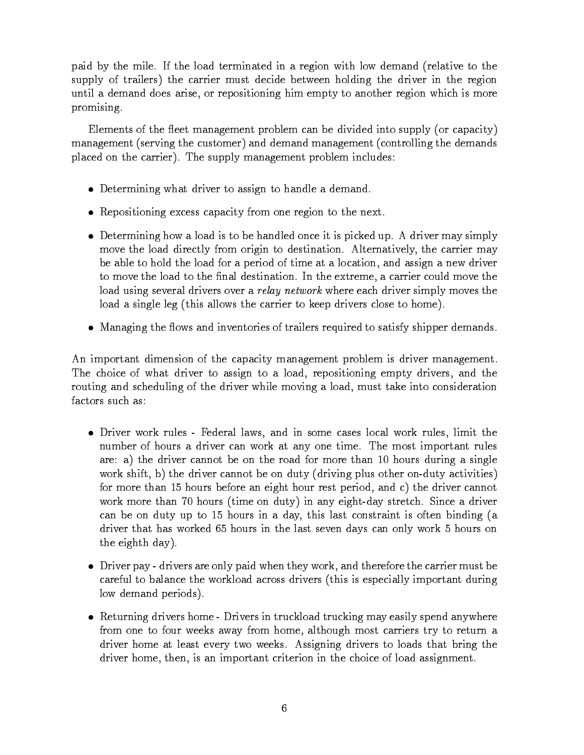paid by the mile. If the load terminated in a region with low demand (relative to the supply of trailers) the carrier must decide between holding the driver in the region until a demand does arise, or repositioning him empty to another region which is more promising.

Elements of the fleet management problem can be divided into supply (or capacity) management (serving the customer) and demand management (controlling the demands placed on the carrier). The supply management problem includes:

- Determining what driver to assign to handle a demand.
- Repositioning excess capacity from one region to the next.
- Determining how a load is to be handled once it is picked up. A driver may simply move the load directly from origin to destination. Alternatively, the carrier may be able to hold the load for a period of time at a location, and assign a new driver to move the load to the final destination. In the extreme, a carrier could move the load using several drivers over a *relay network* where each driver simply moves the load a single leg (this allows the carrier to keep drivers close to home).
- Managing the flows and inventories of trailers required to satisfy shipper demands.

An important dimension of the capacity management problem is driver management. The choice of what driver to assign to a load, repositioning empty drivers, and the routing and scheduling of the driver while moving a load, must take into consideration factors such as:

- Driver work rules - Federal laws, and in some cases local work rules, limit the number of hours a driver can work at any one time. The most important rules are: a) the driver cannot be on the road for more than 10 hours during a single work shift, b) the driver cannot be on duty (driving plus other on-duty activities) for more than 15 hours before an eight hour rest period, and c) the driver cannot work more than 70 hours (time on duty) in any eight-day stretch. Since a driver can be on duty up to 15 hours in a day, this last constraint is often binding (a driver that has worked 65 hours in the last seven days can only work 5 hours on the eighth day).
- Driver pay - drivers are only paid when they work, and therefore the carrier must be careful to balance the workload across drivers (this is especially important during low demand periods).
- Returning drivers home - Drivers in truckload trucking may easily spend anywhere from one to four weeks away from home, although most carriers try to return a driver home at least every two weeks. Assigning drivers to loads that bring the driver home, then, is an important criterion in the choice of load assignment.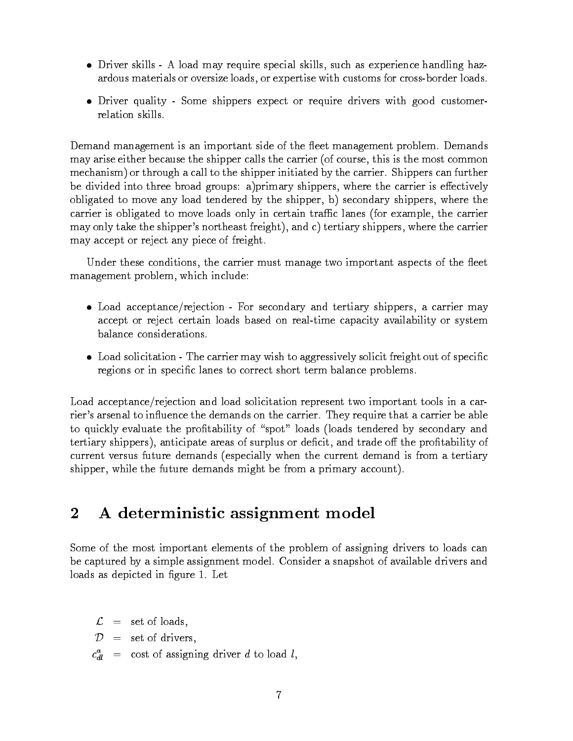- Driver skills - A load may require special skills, such as experience handling hazardous materials or oversize loads, or expertise with customs for cross-border loads.
- Driver quality - Some shippers expect or require drivers with good customer-relation skills.

Demand management is an important side of the fleet management problem. Demands may arise either because the shipper calls the carrier (of course, this is the most common mechanism) or through a call to the shipper initiated by the carrier. Shippers can further be divided into three broad groups: a)primary shippers, where the carrier is effectively obligated to move any load tendered by the shipper, b) secondary shippers, where the carrier is obligated to move loads only in certain traffic lanes (for example, the carrier may only take the shipper's northeast freight), and c) tertiary shippers, where the carrier may accept or reject any piece of freight.

Under these conditions, the carrier must manage two important aspects of the fleet management problem, which include:

- Load acceptance/rejection - For secondary and tertiary shippers, a carrier may accept or reject certain loads based on real-time capacity availability or system balance considerations.
- Load solicitation - The carrier may wish to aggressively solicit freight out of specific regions or in specific lanes to correct short term balance problems.

Load acceptance/rejection and load solicitation represent two important tools in a carrier's arsenal to influence the demands on the carrier. They require that a carrier be able to quickly evaluate the profitability of "spot" loads (loads tendered by secondary and tertiary shippers), anticipate areas of surplus or deficit, and trade off the profitability of current versus future demands (especially when the current demand is from a tertiary shipper, while the future demands might be from a primary account).

## 2 A deterministic assignment model

Some of the most important elements of the problem of assigning drivers to loads can be captured by a simple assignment model. Consider a snapshot of available drivers and loads as depicted in figure 1. Let

$\mathcal{L}$ = set of loads,

$\mathcal{D}$ = set of drivers,

$c^a_{dl}$ = cost of assigning driver $d$ to load $l$,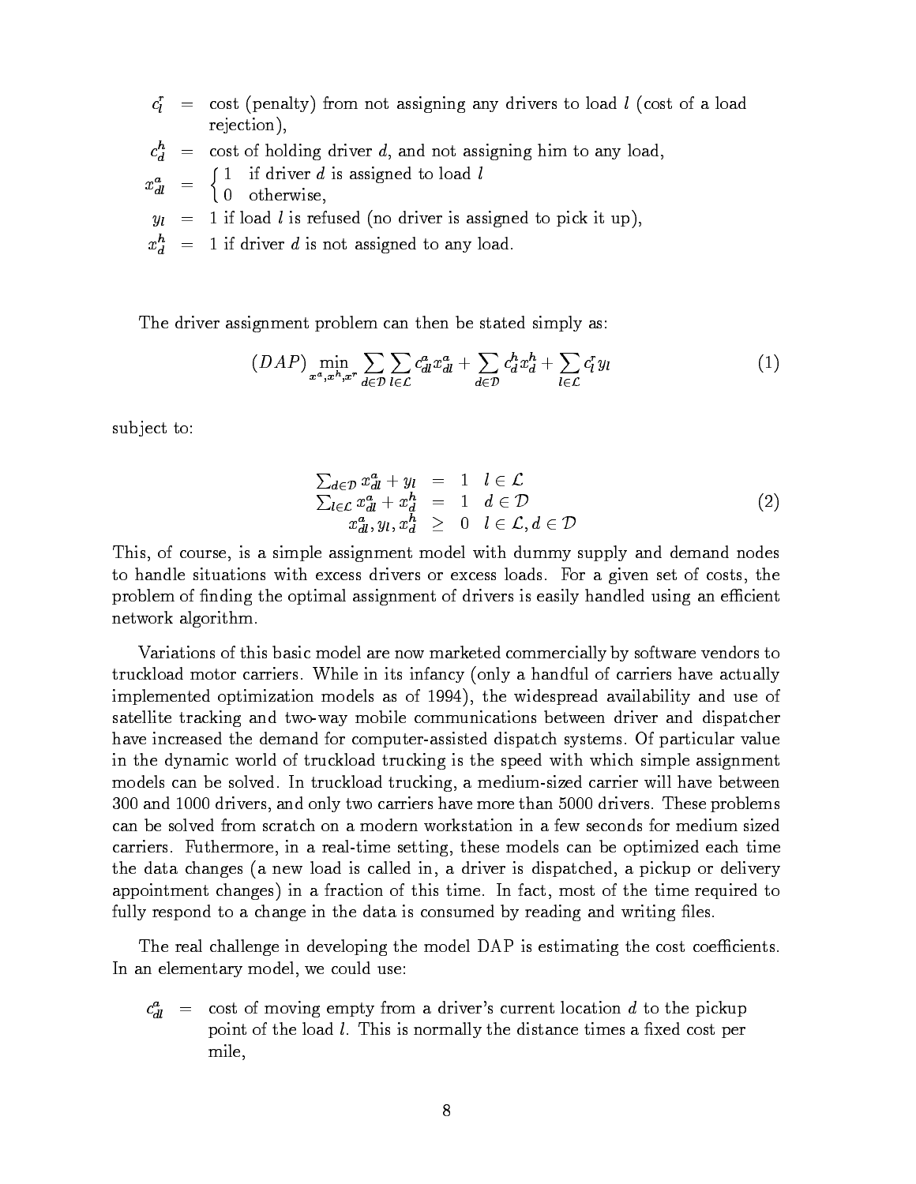$c_l^r$ = cost (penalty) from not assigning any drivers to load $l$ (cost of a load rejection),

$c_d^h$ = cost of holding driver $d$, and not assigning him to any load,

$x_{dl}^a$ = $\begin{cases} 1 & \text{if driver } d \text{ is assigned to load } l \\ 0 & \text{otherwise,} \end{cases}$

$y_l$ = 1 if load $l$ is refused (no driver is assigned to pick it up),

$x_d^h$ = 1 if driver $d$ is not assigned to any load.

The driver assignment problem can then be stated simply as:

$$(DAP) \min_{x^a, x^h, x^r} \sum_{d \in \mathcal{D}} \sum_{l \in \mathcal{L}} c_{dl}^a x_{dl}^a + \sum_{d \in \mathcal{D}} c_d^h x_d^h + \sum_{l \in \mathcal{L}} c_l^r y_l \tag{1}$$

subject to:

$$\begin{array}{rcll} \sum_{d \in \mathcal{D}} x_{dl}^a + y_l & = & 1 & l \in \mathcal{L} \\ \sum_{l \in \mathcal{L}} x_{dl}^a + x_d^h & = & 1 & d \in \mathcal{D} \\ x_{dl}^a, y_l, x_d^h & \geq & 0 & l \in \mathcal{L}, d \in \mathcal{D} \end{array} \tag{2}$$

This, of course, is a simple assignment model with dummy supply and demand nodes to handle situations with excess drivers or excess loads. For a given set of costs, the problem of finding the optimal assignment of drivers is easily handled using an efficient network algorithm.

Variations of this basic model are now marketed commercially by software vendors to truckload motor carriers. While in its infancy (only a handful of carriers have actually implemented optimization models as of 1994), the widespread availability and use of satellite tracking and two-way mobile communications between driver and dispatcher have increased the demand for computer-assisted dispatch systems. Of particular value in the dynamic world of truckload trucking is the speed with which simple assignment models can be solved. In truckload trucking, a medium-sized carrier will have between 300 and 1000 drivers, and only two carriers have more than 5000 drivers. These problems can be solved from scratch on a modern workstation in a few seconds for medium sized carriers. Futhermore, in a real-time setting, these models can be optimized each time the data changes (a new load is called in, a driver is dispatched, a pickup or delivery appointment changes) in a fraction of this time. In fact, most of the time required to fully respond to a change in the data is consumed by reading and writing files.

The real challenge in developing the model DAP is estimating the cost coefficients. In an elementary model, we could use:

$c_{dl}^a$ = cost of moving empty from a driver's current location $d$ to the pickup point of the load $l$. This is normally the distance times a fixed cost per mile,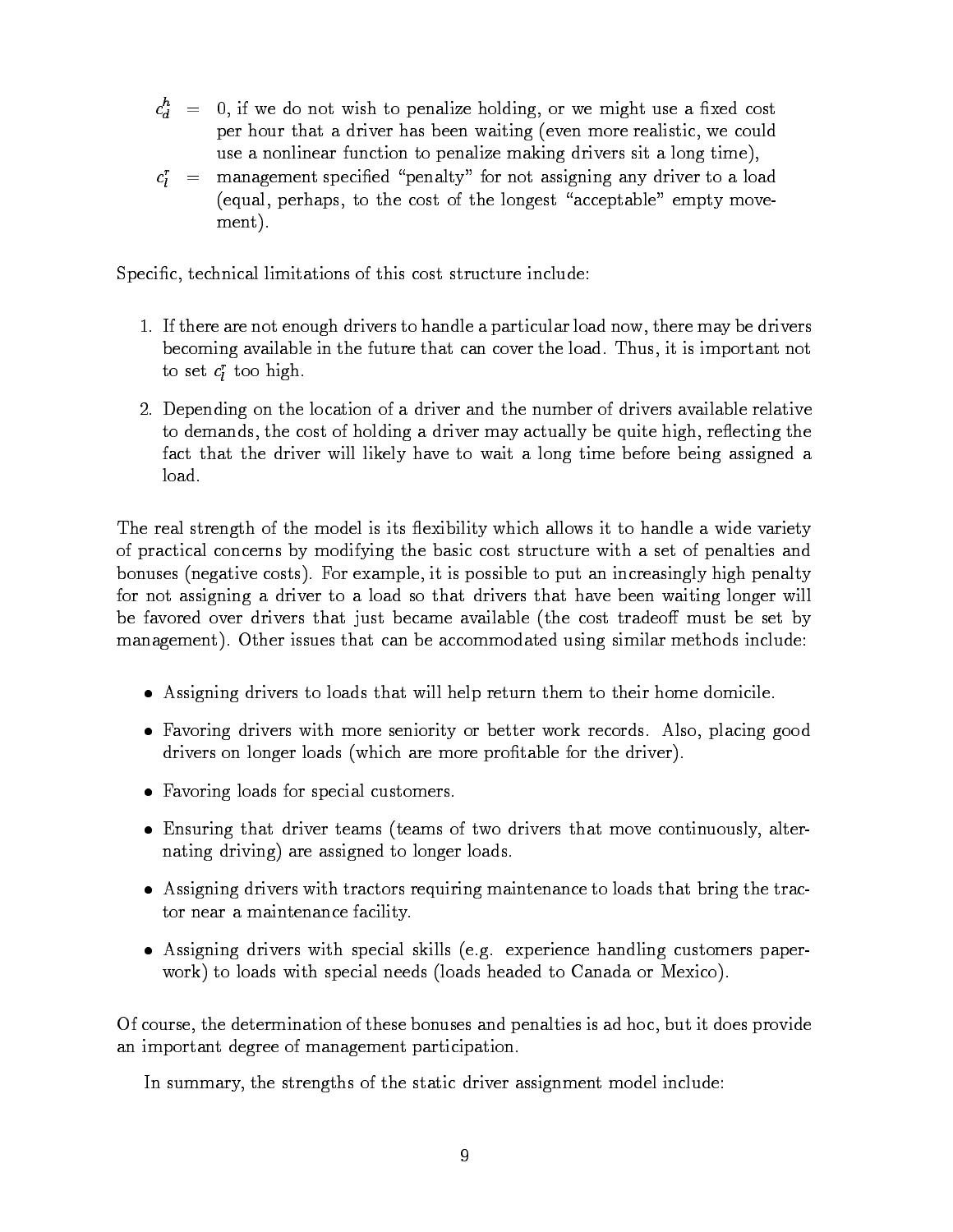$c_d^h$ = 0, if we do not wish to penalize holding, or we might use a fixed cost per hour that a driver has been waiting (even more realistic, we could use a nonlinear function to penalize making drivers sit a long time),

$c_l^r$ = management specified "penalty" for not assigning any driver to a load (equal, perhaps, to the cost of the longest "acceptable" empty movement).

Specific, technical limitations of this cost structure include:

1. If there are not enough drivers to handle a particular load now, there may be drivers becoming available in the future that can cover the load. Thus, it is important not to set $c_l^r$ too high.
2. Depending on the location of a driver and the number of drivers available relative to demands, the cost of holding a driver may actually be quite high, reflecting the fact that the driver will likely have to wait a long time before being assigned a load.

The real strength of the model is its flexibility which allows it to handle a wide variety of practical concerns by modifying the basic cost structure with a set of penalties and bonuses (negative costs). For example, it is possible to put an increasingly high penalty for not assigning a driver to a load so that drivers that have been waiting longer will be favored over drivers that just became available (the cost tradeoff must be set by management). Other issues that can be accommodated using similar methods include:

- Assigning drivers to loads that will help return them to their home domicile.
- Favoring drivers with more seniority or better work records. Also, placing good drivers on longer loads (which are more profitable for the driver).
- Favoring loads for special customers.
- Ensuring that driver teams (teams of two drivers that move continuously, alternating driving) are assigned to longer loads.
- Assigning drivers with tractors requiring maintenance to loads that bring the tractor near a maintenance facility.
- Assigning drivers with special skills (e.g. experience handling customers paperwork) to loads with special needs (loads headed to Canada or Mexico).

Of course, the determination of these bonuses and penalties is ad hoc, but it does provide an important degree of management participation.

In summary, the strengths of the static driver assignment model include: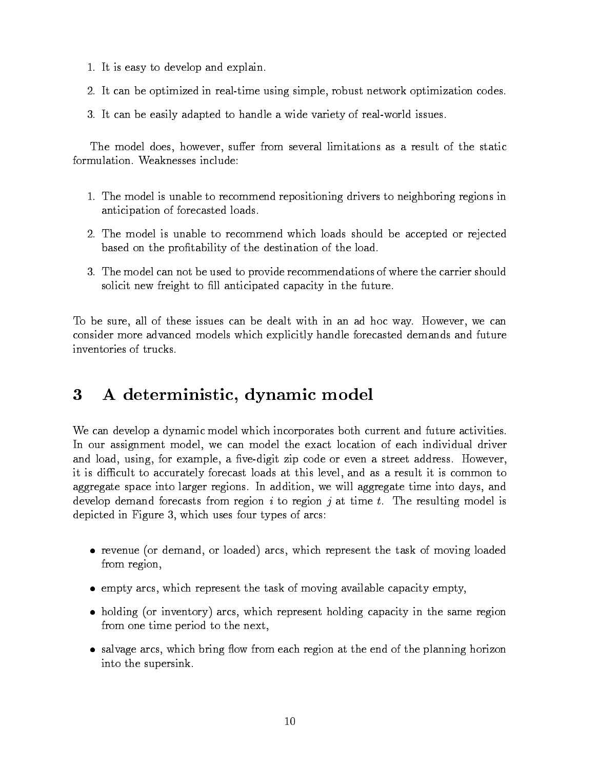1. It is easy to develop and explain.

2. It can be optimized in real-time using simple, robust network optimization codes.

3. It can be easily adapted to handle a wide variety of real-world issues.

The model does, however, suffer from several limitations as a result of the static formulation. Weaknesses include:

1. The model is unable to recommend repositioning drivers to neighboring regions in anticipation of forecasted loads.

2. The model is unable to recommend which loads should be accepted or rejected based on the profitability of the destination of the load.

3. The model can not be used to provide recommendations of where the carrier should solicit new freight to fill anticipated capacity in the future.

To be sure, all of these issues can be dealt with in an ad hoc way. However, we can consider more advanced models which explicitly handle forecasted demands and future inventories of trucks.

# 3 A deterministic, dynamic model

We can develop a dynamic model which incorporates both current and future activities. In our assignment model, we can model the exact location of each individual driver and load, using, for example, a five-digit zip code or even a street address. However, it is difficult to accurately forecast loads at this level, and as a result it is common to aggregate space into larger regions. In addition, we will aggregate time into days, and develop demand forecasts from region $i$ to region $j$ at time $t$. The resulting model is depicted in Figure 3, which uses four types of arcs:

- revenue (or demand, or loaded) arcs, which represent the task of moving loaded from region,
- empty arcs, which represent the task of moving available capacity empty,
- holding (or inventory) arcs, which represent holding capacity in the same region from one time period to the next,
- salvage arcs, which bring flow from each region at the end of the planning horizon into the supersink.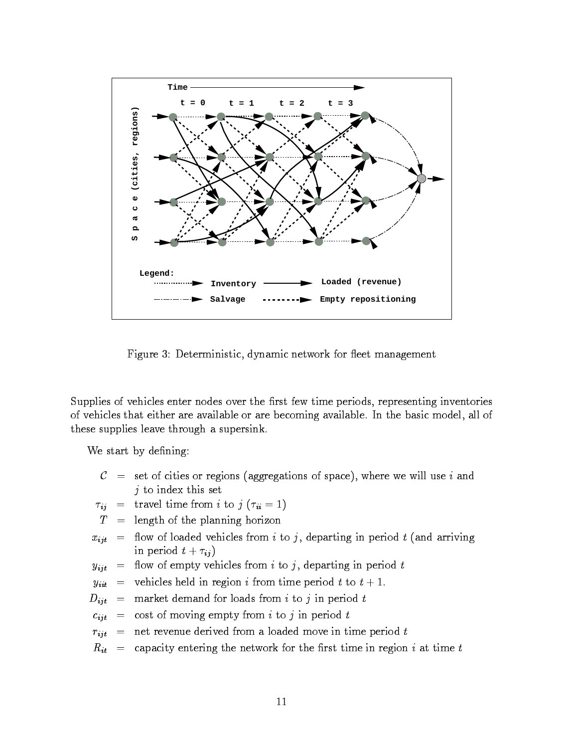Figure 3: Deterministic, dynamic network for fleet management

Supplies of vehicles enter nodes over the first few time periods, representing inventories of vehicles that either are available or are becoming available. In the basic model, all of these supplies leave through a supersink.

We start by defining:

- $\mathcal{C}$ = set of cities or regions (aggregations of space), where we will use $i$ and $j$ to index this set
- $\tau_{ij}$ = travel time from $i$ to $j$ ($\tau_{ii} = 1$)
- $T$ = length of the planning horizon
- $x_{ijt}$ = flow of loaded vehicles from $i$ to $j$, departing in period $t$ (and arriving in period $t + \tau_{ij}$)
- $y_{ijt}$ = flow of empty vehicles from $i$ to $j$, departing in period $t$
- $y_{iit}$ = vehicles held in region $i$ from time period $t$ to $t + 1$.
- $D_{ijt}$ = market demand for loads from $i$ to $j$ in period $t$
- $c_{ijt}$ = cost of moving empty from $i$ to $j$ in period $t$
- $r_{ijt}$ = net revenue derived from a loaded move in time period $t$
- $R_{it}$ = capacity entering the network for the first time in region $i$ at time $t$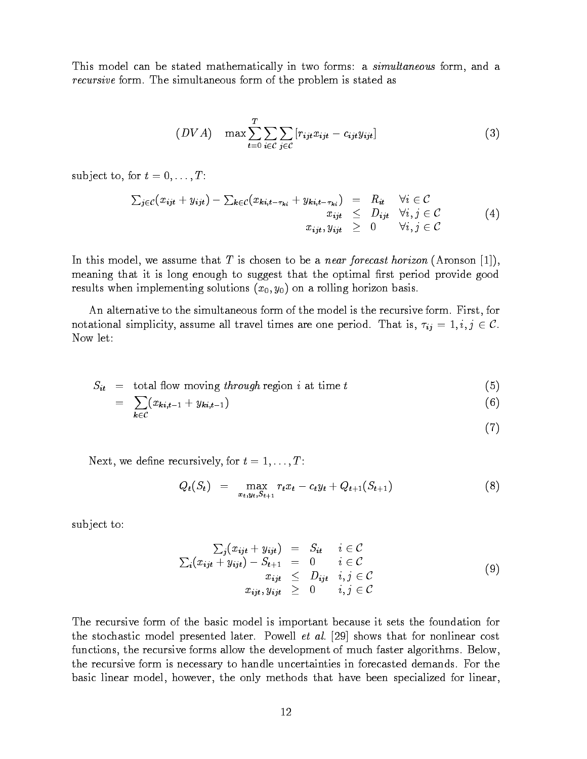This model can be stated mathematically in two forms: a *simultaneous* form, and a *recursive* form. The simultaneous form of the problem is stated as

$$(DVA) \quad \max \sum_{t=0}^{T} \sum_{i \in \mathcal{C}} \sum_{j \in \mathcal{C}} [r_{ijt} x_{ijt} - c_{ijt} y_{ijt}] \tag{3}$$

subject to, for $t = 0, \ldots, T$:

$$\begin{array}{rcll} \sum_{j \in \mathcal{C}} (x_{ijt} + y_{ijt}) - \sum_{k \in \mathcal{C}} (x_{ki,t-\tau_{ki}} + y_{ki,t-\tau_{ki}}) & = & R_{it} & \forall i \in \mathcal{C} \\ x_{ijt} & \leq & D_{ijt} & \forall i,j \in \mathcal{C} \\ x_{ijt}, y_{ijt} & \geq & 0 & \forall i,j \in \mathcal{C} \end{array} \tag{4}$$

In this model, we assume that $T$ is chosen to be a *near forecast horizon* (Aronson [1]), meaning that it is long enough to suggest that the optimal first period provide good results when implementing solutions $(x_0, y_0)$ on a rolling horizon basis.

An alternative to the simultaneous form of the model is the recursive form. First, for notational simplicity, assume all travel times are one period. That is, $\tau_{ij} = 1, i, j \in \mathcal{C}$. Now let:

$$\begin{aligned} S_{it} &= \text{total flow moving } \textit{through} \text{ region } i \text{ at time } t & (5) \\ &= \sum_{k \in \mathcal{C}} (x_{ki,t-1} + y_{ki,t-1}) & (6) \\ & & (7) \end{aligned}$$

Next, we define recursively, for $t = 1, \ldots, T$:

$$Q_t(S_t) = \max_{x_t, y_t, S_{t+1}} r_t x_t - c_t y_t + Q_{t+1}(S_{t+1}) \tag{8}$$

subject to:

$$\begin{array}{rcll} \sum_j (x_{ijt} + y_{ijt}) & = & S_{it} & i \in \mathcal{C} \\ \sum_i (x_{ijt} + y_{ijt}) - S_{t+1} & = & 0 & i \in \mathcal{C} \\ x_{ijt} & \leq & D_{ijt} & i,j \in \mathcal{C} \\ x_{ijt}, y_{ijt} & \geq & 0 & i,j \in \mathcal{C} \end{array} \tag{9}$$

The recursive form of the basic model is important because it sets the foundation for the stochastic model presented later. Powell *et al.* [29] shows that for nonlinear cost functions, the recursive forms allow the development of much faster algorithms. Below, the recursive form is necessary to handle uncertainties in forecasted demands. For the basic linear model, however, the only methods that have been specialized for linear,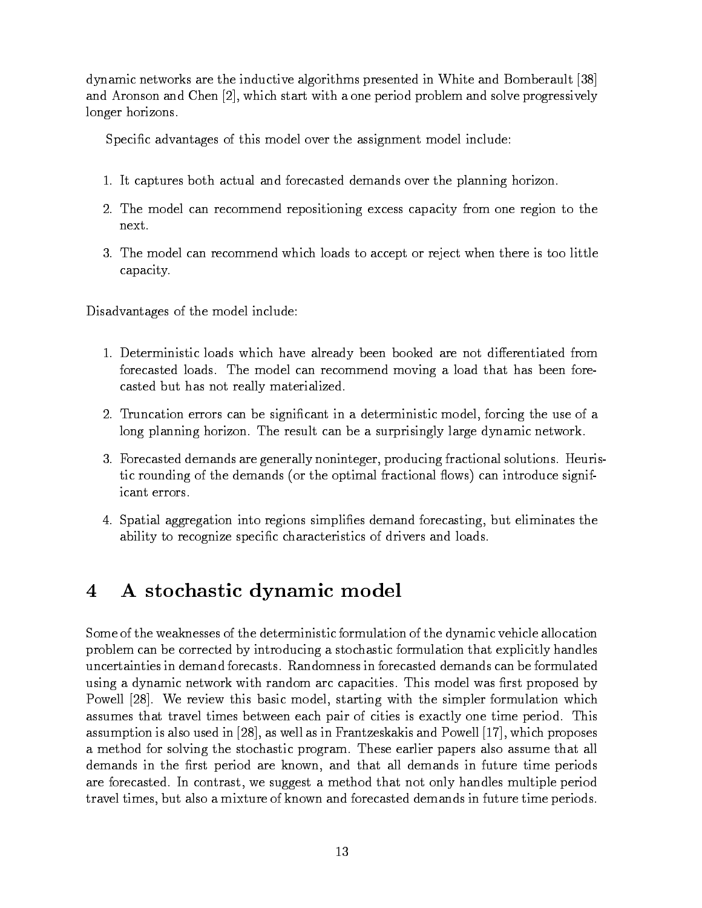dynamic networks are the inductive algorithms presented in White and Bomberault [38] and Aronson and Chen [2], which start with a one period problem and solve progressively longer horizons.

Specific advantages of this model over the assignment model include:

1. It captures both actual and forecasted demands over the planning horizon.
2. The model can recommend repositioning excess capacity from one region to the next.
3. The model can recommend which loads to accept or reject when there is too little capacity.

Disadvantages of the model include:

1. Deterministic loads which have already been booked are not differentiated from forecasted loads. The model can recommend moving a load that has been forecasted but has not really materialized.
2. Truncation errors can be significant in a deterministic model, forcing the use of a long planning horizon. The result can be a surprisingly large dynamic network.
3. Forecasted demands are generally noninteger, producing fractional solutions. Heuristic rounding of the demands (or the optimal fractional flows) can introduce significant errors.
4. Spatial aggregation into regions simplifies demand forecasting, but eliminates the ability to recognize specific characteristics of drivers and loads.

# 4 A stochastic dynamic model

Some of the weaknesses of the deterministic formulation of the dynamic vehicle allocation problem can be corrected by introducing a stochastic formulation that explicitly handles uncertainties in demand forecasts. Randomness in forecasted demands can be formulated using a dynamic network with random arc capacities. This model was first proposed by Powell [28]. We review this basic model, starting with the simpler formulation which assumes that travel times between each pair of cities is exactly one time period. This assumption is also used in [28], as well as in Frantzeskakis and Powell [17], which proposes a method for solving the stochastic program. These earlier papers also assume that all demands in the first period are known, and that all demands in future time periods are forecasted. In contrast, we suggest a method that not only handles multiple period travel times, but also a mixture of known and forecasted demands in future time periods.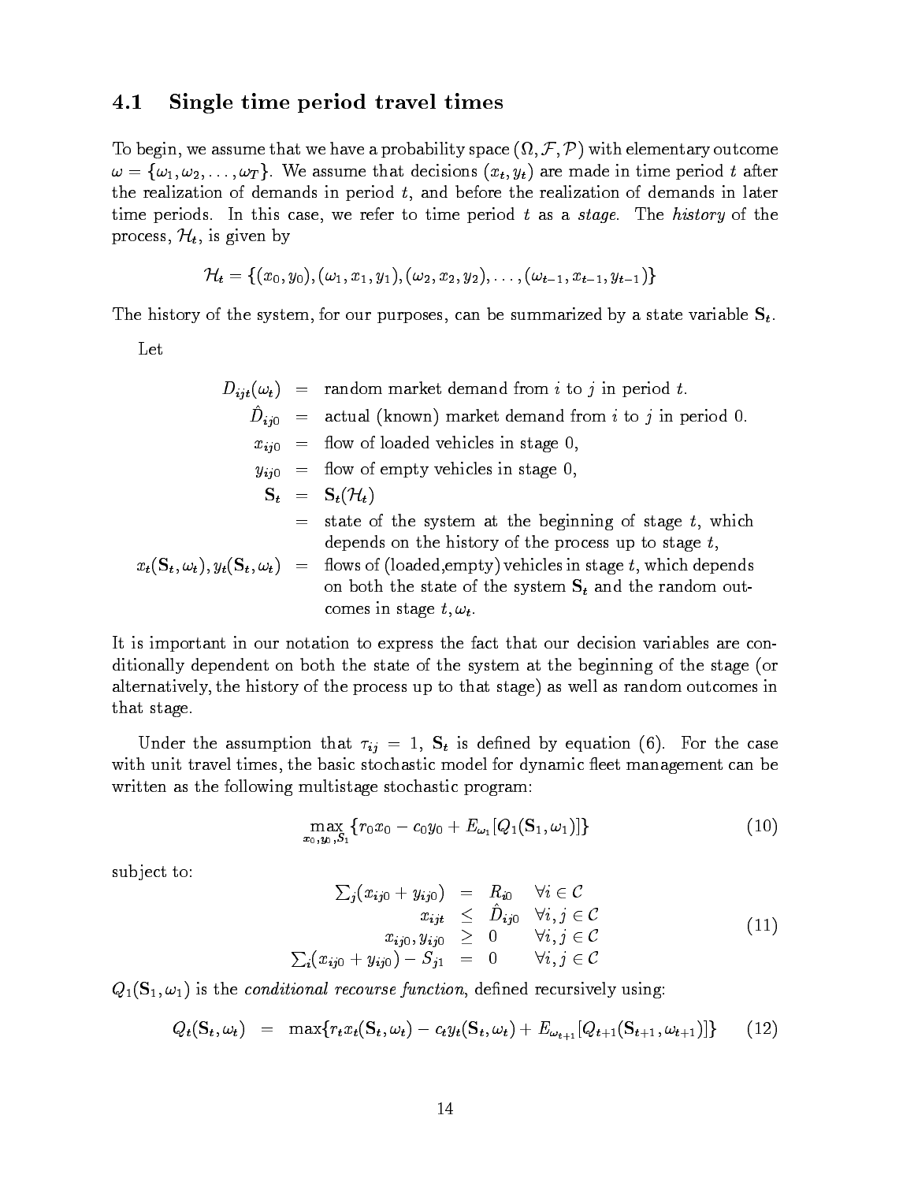## 4.1 Single time period travel times

To begin, we assume that we have a probability space $(\Omega, \mathcal{F}, \mathcal{P})$ with elementary outcome $\omega = \{\omega_1, \omega_2, \ldots, \omega_T\}$. We assume that decisions $(x_t, y_t)$ are made in time period $t$ after the realization of demands in period $t$, and before the realization of demands in later time periods. In this case, we refer to time period $t$ as a *stage*. The *history* of the process, $\mathcal{H}_t$, is given by

$$\mathcal{H}_t = \{(x_0, y_0), (\omega_1, x_1, y_1), (\omega_2, x_2, y_2), \ldots, (\omega_{t-1}, x_{t-1}, y_{t-1})\}$$

The history of the system, for our purposes, can be summarized by a state variable $\mathbf{S}_t$.

Let

$$
\begin{aligned}
D_{ijt}(\omega_t) &= \text{random market demand from } i \text{ to } j \text{ in period } t. \\
\hat{D}_{ij0} &= \text{actual (known) market demand from } i \text{ to } j \text{ in period } 0. \\
x_{ij0} &= \text{flow of loaded vehicles in stage } 0, \\
y_{ij0} &= \text{flow of empty vehicles in stage } 0, \\
\mathbf{S}_t &= \mathbf{S}_t(\mathcal{H}_t) \\
&= \text{state of the system at the beginning of stage } t, \text{ which depends on the history of the process up to stage } t, \\
x_t(\mathbf{S}_t, \omega_t), y_t(\mathbf{S}_t, \omega_t) &= \text{flows of (loaded,empty) vehicles in stage } t, \text{ which depends on both the state of the system } \mathbf{S}_t \text{ and the random outcomes in stage } t, \omega_t.
\end{aligned}
$$

It is important in our notation to express the fact that our decision variables are conditionally dependent on both the state of the system at the beginning of the stage (or alternatively, the history of the process up to that stage) as well as random outcomes in that stage.

Under the assumption that $\tau_{ij} = 1$, $\mathbf{S}_t$ is defined by equation (6). For the case with unit travel times, the basic stochastic model for dynamic fleet management can be written as the following multistage stochastic program:

$$\max_{x_0, y_0, S_1} \{r_0 x_0 - c_0 y_0 + E_{\omega_1}[Q_1(\mathbf{S}_1, \omega_1)]\} \tag{10}$$

subject to:

$$
\begin{aligned}
\textstyle\sum_j (x_{ij0} + y_{ij0}) &= R_{i0} && \forall i \in \mathcal{C} \\
x_{ijt} &\leq \hat{D}_{ij0} && \forall i, j \in \mathcal{C} \\
x_{ij0}, y_{ij0} &\geq 0 && \forall i, j \in \mathcal{C} \\
\textstyle\sum_i (x_{ij0} + y_{ij0}) - S_{j1} &= 0 && \forall i, j \in \mathcal{C}
\end{aligned} \tag{11}
$$

$Q_1(\mathbf{S}_1, \omega_1)$ is the *conditional recourse function*, defined recursively using:

$$Q_t(\mathbf{S}_t, \omega_t) = \max\{r_t x_t(\mathbf{S}_t, \omega_t) - c_t y_t(\mathbf{S}_t, \omega_t) + E_{\omega_{t+1}}[Q_{t+1}(\mathbf{S}_{t+1}, \omega_{t+1})]\} \tag{12}$$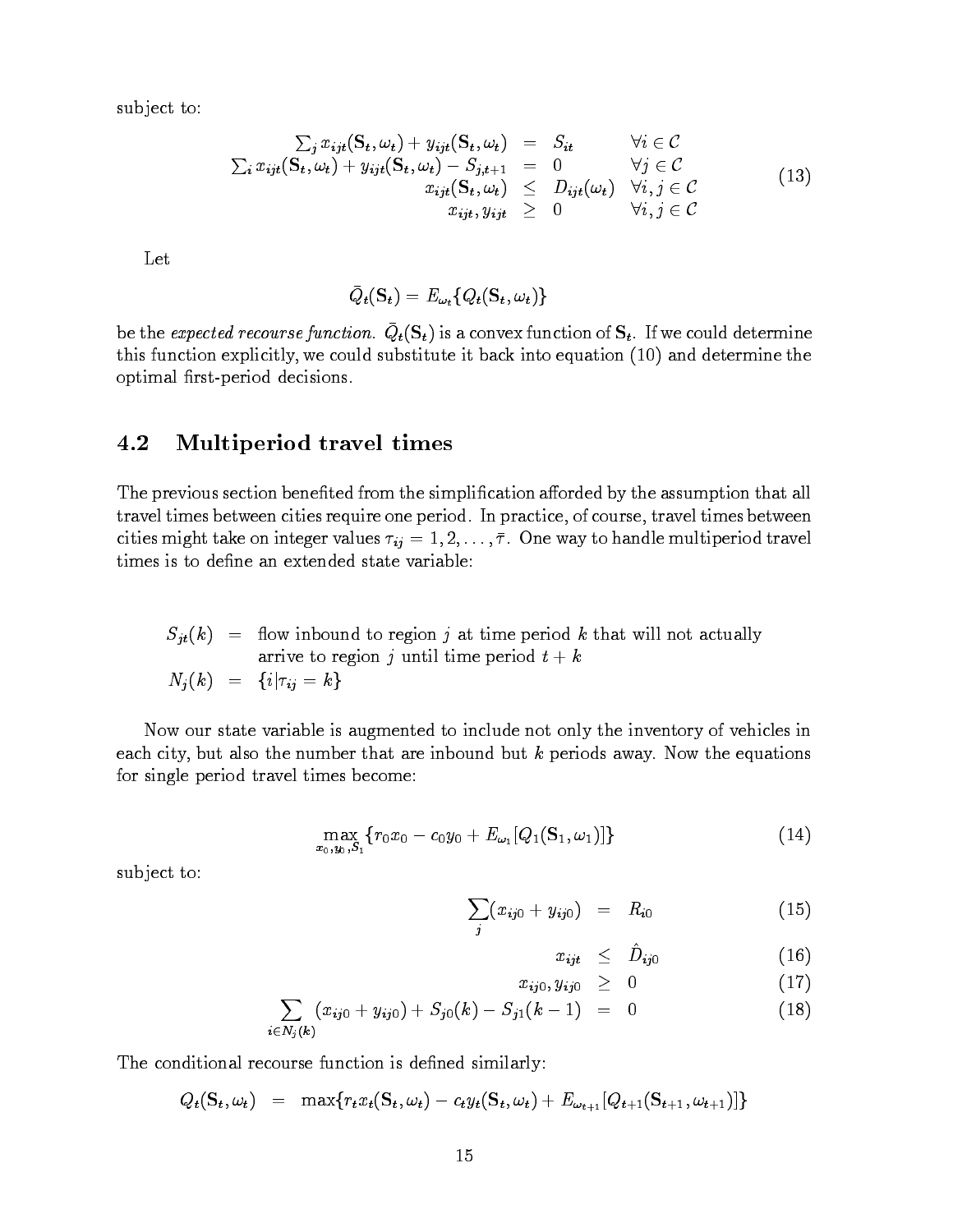subject to:

$$
\begin{array}{rcll}
\sum_j x_{ijt}(\mathbf{S}_t,\omega_t) + y_{ijt}(\mathbf{S}_t,\omega_t) & = & S_{it} & \forall i \in \mathcal{C} \\
\sum_i x_{ijt}(\mathbf{S}_t,\omega_t) + y_{ijt}(\mathbf{S}_t,\omega_t) - S_{j,t+1} & = & 0 & \forall j \in \mathcal{C} \\
x_{ijt}(\mathbf{S}_t,\omega_t) & \leq & D_{ijt}(\omega_t) & \forall i,j \in \mathcal{C} \\
x_{ijt}, y_{ijt} & \geq & 0 & \forall i,j \in \mathcal{C}
\end{array}
\tag{13}
$$

Let

$$
\bar{Q}_t(\mathbf{S}_t) = E_{\omega_t}\{Q_t(\mathbf{S}_t,\omega_t)\}
$$

be the *expected recourse function*. $\bar{Q}_t(\mathbf{S}_t)$ is a convex function of $\mathbf{S}_t$. If we could determine this function explicitly, we could substitute it back into equation (10) and determine the optimal first-period decisions.

## 4.2 Multiperiod travel times

The previous section benefited from the simplification afforded by the assumption that all travel times between cities require one period. In practice, of course, travel times between cities might take on integer values $\tau_{ij} = 1, 2, \ldots, \bar{\tau}$. One way to handle multiperiod travel times is to define an extended state variable:

$$
\begin{array}{rcl}
S_{jt}(k) & = & \text{flow inbound to region } j \text{ at time period } k \text{ that will not actually} \\
& & \text{arrive to region } j \text{ until time period } t+k \\
N_j(k) & = & \{i | \tau_{ij} = k\}
\end{array}
$$

Now our state variable is augmented to include not only the inventory of vehicles in each city, but also the number that are inbound but $k$ periods away. Now the equations for single period travel times become:

$$
\max_{x_0, y_0, S_1} \{r_0 x_0 - c_0 y_0 + E_{\omega_1}[Q_1(\mathbf{S}_1,\omega_1)]\} \tag{14}
$$

subject to:

$$
\sum_j (x_{ij0} + y_{ij0}) = R_{i0} \tag{15}
$$

$$
x_{ijt} \leq \hat{D}_{ij0} \tag{16}
$$

$$
x_{ij0}, y_{ij0} \geq 0 \tag{17}
$$

$$
\sum_{i \in N_j(k)} (x_{ij0} + y_{ij0}) + S_{j0}(k) - S_{j1}(k-1) = 0 \tag{18}
$$

The conditional recourse function is defined similarly:

$$
Q_t(\mathbf{S}_t,\omega_t) = \max\{r_t x_t(\mathbf{S}_t,\omega_t) - c_t y_t(\mathbf{S}_t,\omega_t) + E_{\omega_{t+1}}[Q_{t+1}(\mathbf{S}_{t+1},\omega_{t+1})]\}
$$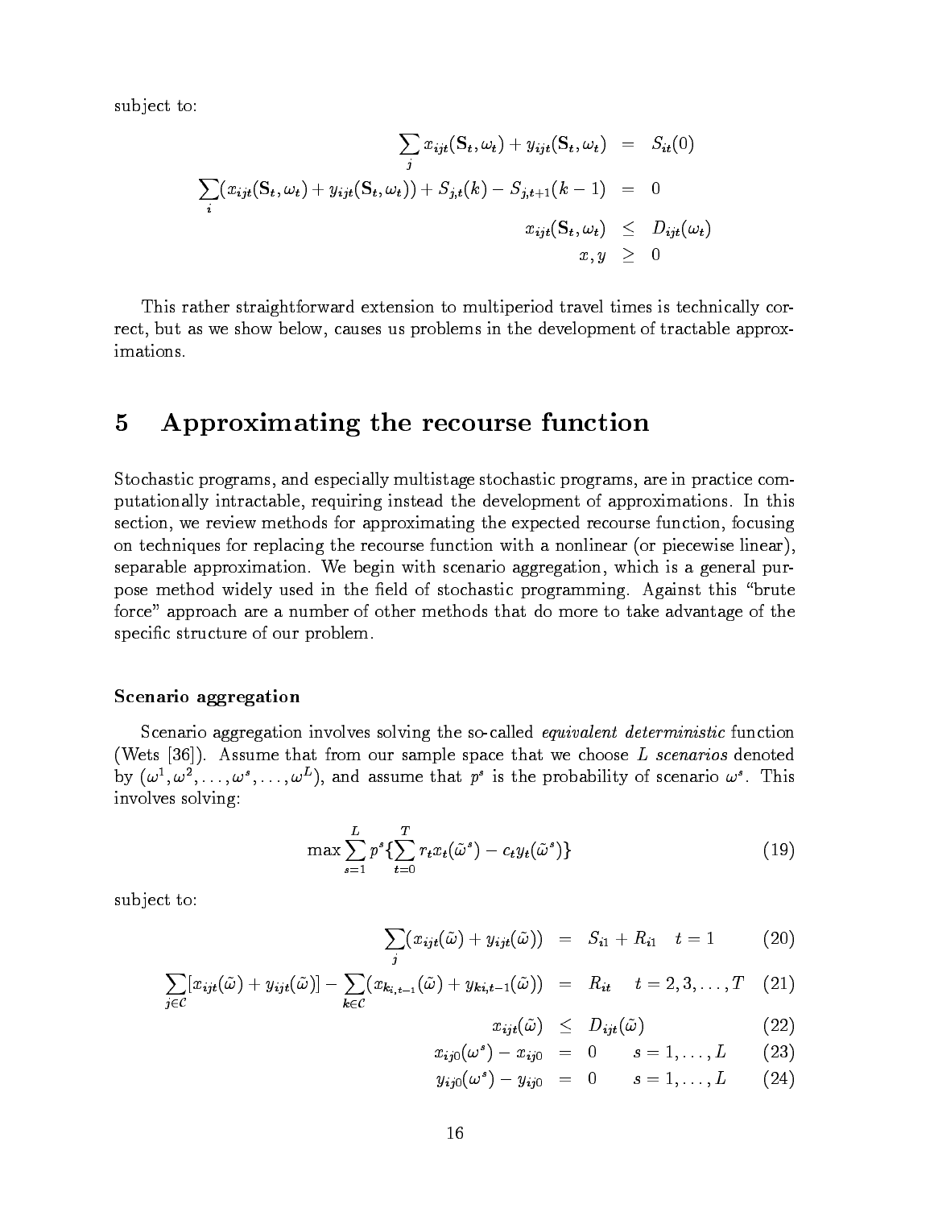subject to:

$$
\begin{aligned}
\sum_j x_{ijt}(\mathbf{S}_t, \omega_t) + y_{ijt}(\mathbf{S}_t, \omega_t) &= S_{it}(0) \\
\sum_i (x_{ijt}(\mathbf{S}_t, \omega_t) + y_{ijt}(\mathbf{S}_t, \omega_t)) + S_{j,t}(k) - S_{j,t+1}(k-1) &= 0 \\
x_{ijt}(\mathbf{S}_t, \omega_t) &\leq D_{ijt}(\omega_t) \\
x, y &\geq 0
\end{aligned}
$$

This rather straightforward extension to multiperiod travel times is technically correct, but as we show below, causes us problems in the development of tractable approximations.

# 5 Approximating the recourse function

Stochastic programs, and especially multistage stochastic programs, are in practice computationally intractable, requiring instead the development of approximations. In this section, we review methods for approximating the expected recourse function, focusing on techniques for replacing the recourse function with a nonlinear (or piecewise linear), separable approximation. We begin with scenario aggregation, which is a general purpose method widely used in the field of stochastic programming. Against this "brute force" approach are a number of other methods that do more to take advantage of the specific structure of our problem.

### Scenario aggregation

Scenario aggregation involves solving the so-called *equivalent deterministic* function (Wets [36]). Assume that from our sample space that we choose $L$ *scenarios* denoted by $(\omega^1, \omega^2, \ldots, \omega^s, \ldots, \omega^L)$, and assume that $p^s$ is the probability of scenario $\omega^s$. This involves solving:

$$
\max \sum_{s=1}^{L} p^s \{ \sum_{t=0}^{T} r_t x_t(\tilde{\omega}^s) - c_t y_t(\tilde{\omega}^s) \} \tag{19}
$$

subject to:

$$
\begin{aligned}
\sum_j (x_{ijt}(\tilde{\omega}) + y_{ijt}(\tilde{\omega})) &= S_{i1} + R_{i1} \quad t = 1 && (20) \\
\sum_{j \in \mathcal{C}} [x_{ijt}(\tilde{\omega}) + y_{ijt}(\tilde{\omega})] - \sum_{k \in \mathcal{C}} (x_{k_{i,t-1}}(\tilde{\omega}) + y_{ki,t-1}(\tilde{\omega})) &= R_{it} \quad t = 2, 3, \ldots, T && (21) \\
x_{ijt}(\tilde{\omega}) &\leq D_{ijt}(\tilde{\omega}) && (22) \\
x_{ij0}(\omega^s) - x_{ij0} &= 0 \qquad s = 1, \ldots, L && (23) \\
y_{ij0}(\omega^s) - y_{ij0} &= 0 \qquad s = 1, \ldots, L && (24)
\end{aligned}
$$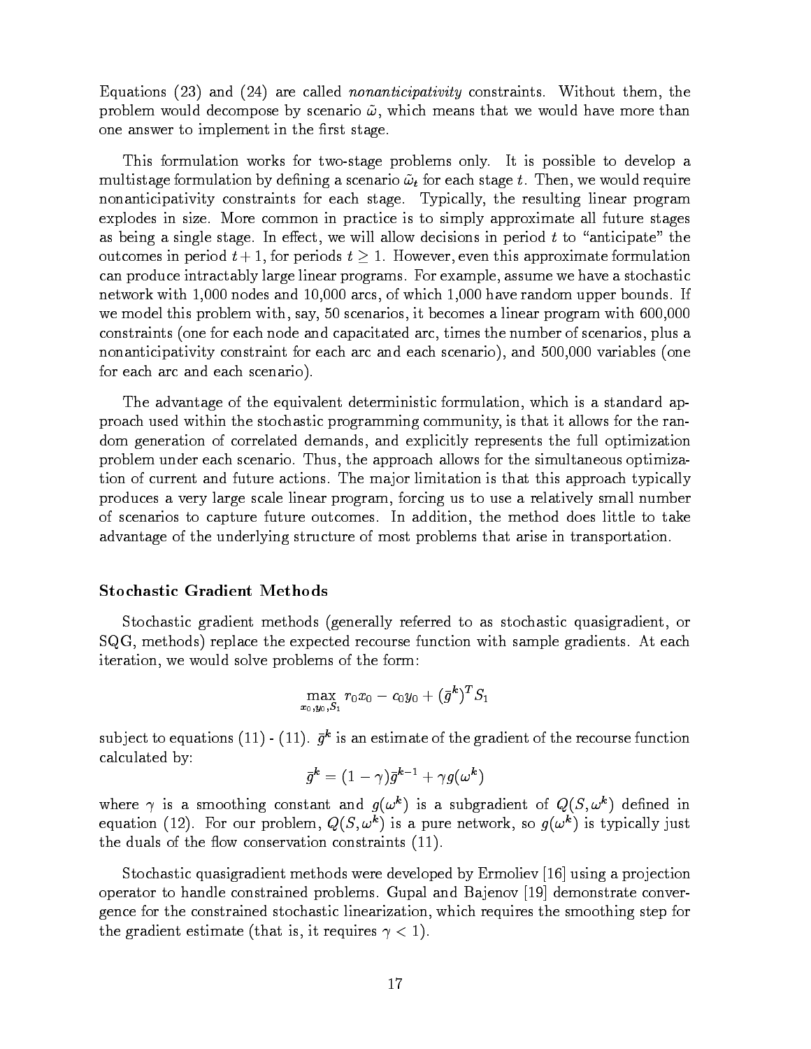Equations (23) and (24) are called *nonanticipativity* constraints. Without them, the problem would decompose by scenario $\tilde{\omega}$, which means that we would have more than one answer to implement in the first stage.

This formulation works for two-stage problems only. It is possible to develop a multistage formulation by defining a scenario $\tilde{\omega}_t$ for each stage $t$. Then, we would require nonanticipativity constraints for each stage. Typically, the resulting linear program explodes in size. More common in practice is to simply approximate all future stages as being a single stage. In effect, we will allow decisions in period $t$ to "anticipate" the outcomes in period $t+1$, for periods $t \geq 1$. However, even this approximate formulation can produce intractably large linear programs. For example, assume we have a stochastic network with 1,000 nodes and 10,000 arcs, of which 1,000 have random upper bounds. If we model this problem with, say, 50 scenarios, it becomes a linear program with 600,000 constraints (one for each node and capacitated arc, times the number of scenarios, plus a nonanticipativity constraint for each arc and each scenario), and 500,000 variables (one for each arc and each scenario).

The advantage of the equivalent deterministic formulation, which is a standard approach used within the stochastic programming community, is that it allows for the random generation of correlated demands, and explicitly represents the full optimization problem under each scenario. Thus, the approach allows for the simultaneous optimization of current and future actions. The major limitation is that this approach typically produces a very large scale linear program, forcing us to use a relatively small number of scenarios to capture future outcomes. In addition, the method does little to take advantage of the underlying structure of most problems that arise in transportation.

### Stochastic Gradient Methods

Stochastic gradient methods (generally referred to as stochastic quasigradient, or SQG, methods) replace the expected recourse function with sample gradients. At each iteration, we would solve problems of the form:

$$\max_{x_0, y_0, S_1} r_0 x_0 - c_0 y_0 + (\bar{g}^k)^T S_1$$

subject to equations (11) - (11). $\bar{g}^k$ is an estimate of the gradient of the recourse function calculated by:

$$\bar{g}^k = (1-\gamma)\bar{g}^{k-1} + \gamma g(\omega^k)$$

where $\gamma$ is a smoothing constant and $g(\omega^k)$ is a subgradient of $Q(S, \omega^k)$ defined in equation (12). For our problem, $Q(S, \omega^k)$ is a pure network, so $g(\omega^k)$ is typically just the duals of the flow conservation constraints (11).

Stochastic quasigradient methods were developed by Ermoliev [16] using a projection operator to handle constrained problems. Gupal and Bajenov [19] demonstrate convergence for the constrained stochastic linearization, which requires the smoothing step for the gradient estimate (that is, it requires $\gamma < 1$).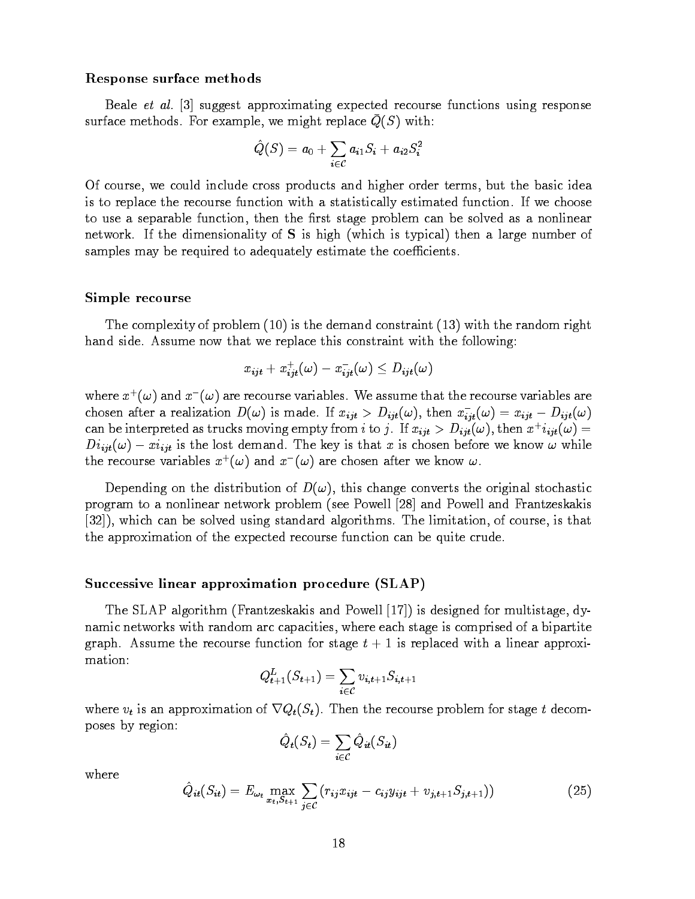### Response surface methods

Beale *et al.* [3] suggest approximating expected recourse functions using response surface methods. For example, we might replace $\bar{Q}(S)$ with:

$$\hat{Q}(S) = a_0 + \sum_{i \in \mathcal{C}} a_{i1} S_i + a_{i2} S_i^2$$

Of course, we could include cross products and higher order terms, but the basic idea is to replace the recourse function with a statistically estimated function. If we choose to use a separable function, then the first stage problem can be solved as a nonlinear network. If the dimensionality of $\mathbf{S}$ is high (which is typical) then a large number of samples may be required to adequately estimate the coefficients.

### Simple recourse

The complexity of problem (10) is the demand constraint (13) with the random right hand side. Assume now that we replace this constraint with the following:

$$x_{ijt} + x^+_{ijt}(\omega) - x^-_{ijt}(\omega) \leq D_{ijt}(\omega)$$

where $x^+(\omega)$ and $x^-(\omega)$ are recourse variables. We assume that the recourse variables are chosen after a realization $D(\omega)$ is made. If $x_{ijt} > D_{ijt}(\omega)$, then $x^-_{ijt}(\omega) = x_{ijt} - D_{ijt}(\omega)$ can be interpreted as trucks moving empty from $i$ to $j$. If $x_{ijt} > D_{ijt}(\omega)$, then $x^+i_{ijt}(\omega) = Di_{ijt}(\omega) - xi_{ijt}$ is the lost demand. The key is that $x$ is chosen before we know $\omega$ while the recourse variables $x^+(\omega)$ and $x^-(\omega)$ are chosen after we know $\omega$.

Depending on the distribution of $D(\omega)$, this change converts the original stochastic program to a nonlinear network problem (see Powell [28] and Powell and Frantzeskakis [32]), which can be solved using standard algorithms. The limitation, of course, is that the approximation of the expected recourse function can be quite crude.

### Successive linear approximation procedure (SLAP)

The SLAP algorithm (Frantzeskakis and Powell [17]) is designed for multistage, dynamic networks with random arc capacities, where each stage is comprised of a bipartite graph. Assume the recourse function for stage $t+1$ is replaced with a linear approximation:

$$Q^L_{t+1}(S_{t+1}) = \sum_{i \in \mathcal{C}} v_{i,t+1} S_{i,t+1}$$

where $v_t$ is an approximation of $\nabla Q_t(S_t)$. Then the recourse problem for stage $t$ decomposes by region:

$$\hat{Q}_t(S_t) = \sum_{i \in \mathcal{C}} \hat{Q}_{it}(S_{it})$$

where

$$\hat{Q}_{it}(S_{it}) = E_{\omega_t} \max_{x_t, S_{t+1}} \sum_{j \in \mathcal{C}} (r_{ij} x_{ijt} - c_{ij} y_{ijt} + v_{j,t+1} S_{j,t+1})) \tag{25}$$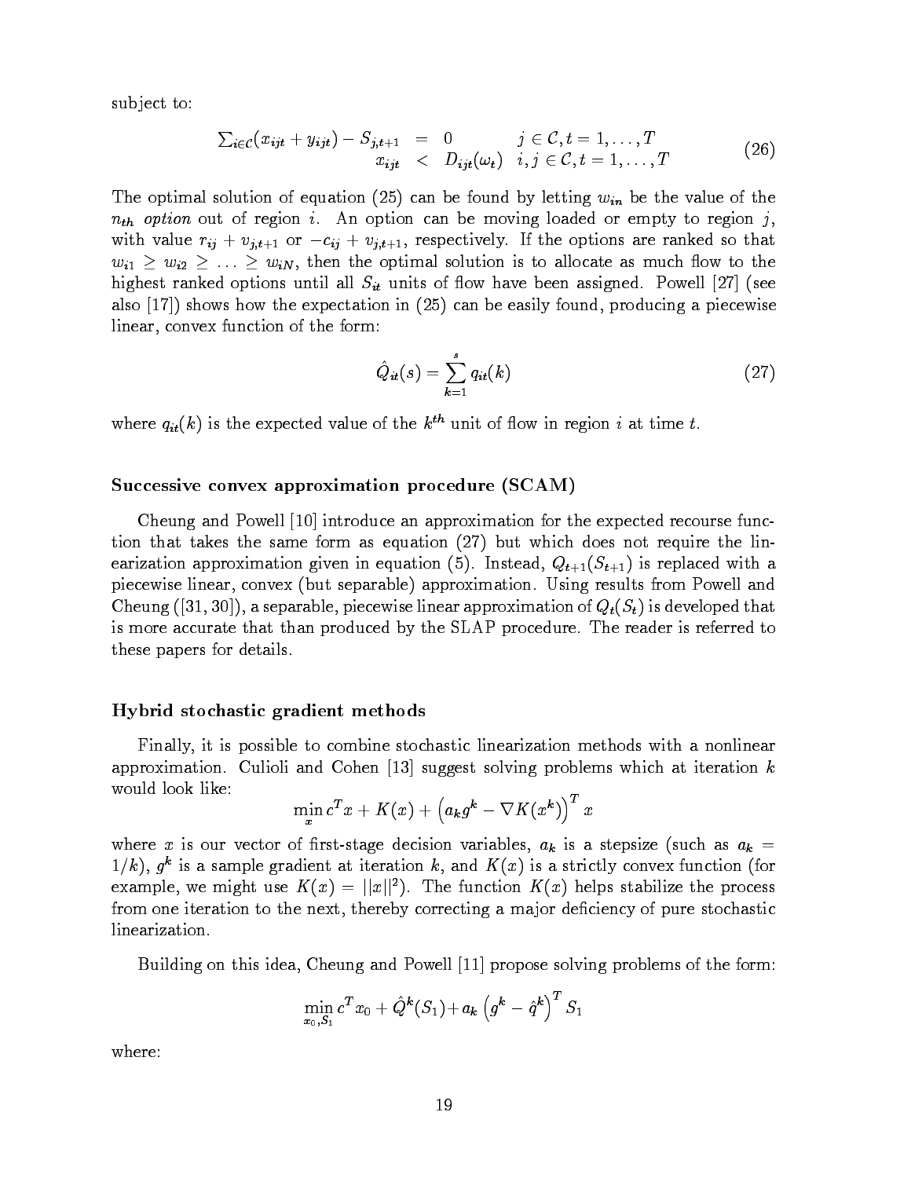subject to:

$$
\begin{array}{rcll}
\sum_{i \in \mathcal{C}}(x_{ijt} + y_{ijt}) - S_{j,t+1} & = & 0 & j \in \mathcal{C}, t = 1, \ldots, T \\
x_{ijt} & < & D_{ijt}(\omega_t) & i, j \in \mathcal{C}, t = 1, \ldots, T
\end{array}
\tag{26}
$$

The optimal solution of equation (25) can be found by letting $w_{in}$ be the value of the $n_{th}$ *option* out of region $i$. An option can be moving loaded or empty to region $j$, with value $r_{ij} + v_{j,t+1}$ or $-c_{ij} + v_{j,t+1}$, respectively. If the options are ranked so that $w_{i1} \geq w_{i2} \geq \ldots \geq w_{iN}$, then the optimal solution is to allocate as much flow to the highest ranked options until all $S_{it}$ units of flow have been assigned. Powell [27] (see also [17]) shows how the expectation in (25) can be easily found, producing a piecewise linear, convex function of the form:

$$
\hat{Q}_{it}(s) = \sum_{k=1}^{s} q_{it}(k) \tag{27}
$$

where $q_{it}(k)$ is the expected value of the $k^{th}$ unit of flow in region $i$ at time $t$.

### Successive convex approximation procedure (SCAM)

Cheung and Powell [10] introduce an approximation for the expected recourse function that takes the same form as equation (27) but which does not require the linearization approximation given in equation (5). Instead, $Q_{t+1}(S_{t+1})$ is replaced with a piecewise linear, convex (but separable) approximation. Using results from Powell and Cheung ([31, 30]), a separable, piecewise linear approximation of $Q_t(S_t)$ is developed that is more accurate that than produced by the SLAP procedure. The reader is referred to these papers for details.

### Hybrid stochastic gradient methods

Finally, it is possible to combine stochastic linearization methods with a nonlinear approximation. Culioli and Cohen [13] suggest solving problems which at iteration $k$ would look like:

$$
\min_x c^T x + K(x) + \left(a_k g^k - \nabla K(x^k)\right)^T x
$$

where $x$ is our vector of first-stage decision variables, $a_k$ is a stepsize (such as $a_k = 1/k$), $g^k$ is a sample gradient at iteration $k$, and $K(x)$ is a strictly convex function (for example, we might use $K(x) = ||x||^2$). The function $K(x)$ helps stabilize the process from one iteration to the next, thereby correcting a major deficiency of pure stochastic linearization.

Building on this idea, Cheung and Powell [11] propose solving problems of the form:

$$
\min_{x_0, S_1} c^T x_0 + \hat{Q}^k(S_1) + a_k \left(g^k - \hat{q}^k\right)^T S_1
$$

where: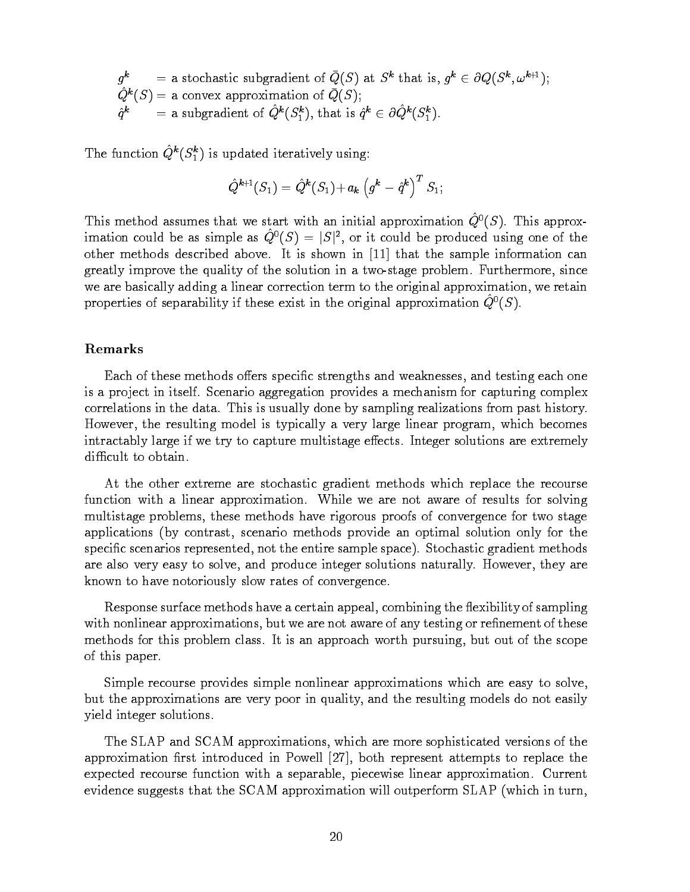$g^k$ = a stochastic subgradient of $\bar{Q}(S)$ at $S^k$ that is, $g^k \in \partial Q(S^k, \omega^{k+1})$;
$\hat{Q}^k(S)$ = a convex approximation of $\bar{Q}(S)$;
$\hat{q}^k$ = a subgradient of $\hat{Q}^k(S_1^k)$, that is $\hat{q}^k \in \partial \hat{Q}^k(S_1^k)$.

The function $\hat{Q}^k(S_1^k)$ is updated iteratively using:

$$\hat{Q}^{k+1}(S_1) = \hat{Q}^k(S_1) + a_k \left(g^k - \hat{q}^k\right)^T S_1;$$

This method assumes that we start with an initial approximation $\hat{Q}^0(S)$. This approximation could be as simple as $\hat{Q}^0(S) = |S|^2$, or it could be produced using one of the other methods described above. It is shown in [11] that the sample information can greatly improve the quality of the solution in a two-stage problem. Furthermore, since we are basically adding a linear correction term to the original approximation, we retain properties of separability if these exist in the original approximation $\hat{Q}^0(S)$.

### Remarks

Each of these methods offers specific strengths and weaknesses, and testing each one is a project in itself. Scenario aggregation provides a mechanism for capturing complex correlations in the data. This is usually done by sampling realizations from past history. However, the resulting model is typically a very large linear program, which becomes intractably large if we try to capture multistage effects. Integer solutions are extremely difficult to obtain.

At the other extreme are stochastic gradient methods which replace the recourse function with a linear approximation. While we are not aware of results for solving multistage problems, these methods have rigorous proofs of convergence for two stage applications (by contrast, scenario methods provide an optimal solution only for the specific scenarios represented, not the entire sample space). Stochastic gradient methods are also very easy to solve, and produce integer solutions naturally. However, they are known to have notoriously slow rates of convergence.

Response surface methods have a certain appeal, combining the flexibility of sampling with nonlinear approximations, but we are not aware of any testing or refinement of these methods for this problem class. It is an approach worth pursuing, but out of the scope of this paper.

Simple recourse provides simple nonlinear approximations which are easy to solve, but the approximations are very poor in quality, and the resulting models do not easily yield integer solutions.

The SLAP and SCAM approximations, which are more sophisticated versions of the approximation first introduced in Powell [27], both represent attempts to replace the expected recourse function with a separable, piecewise linear approximation. Current evidence suggests that the SCAM approximation will outperform SLAP (which in turn,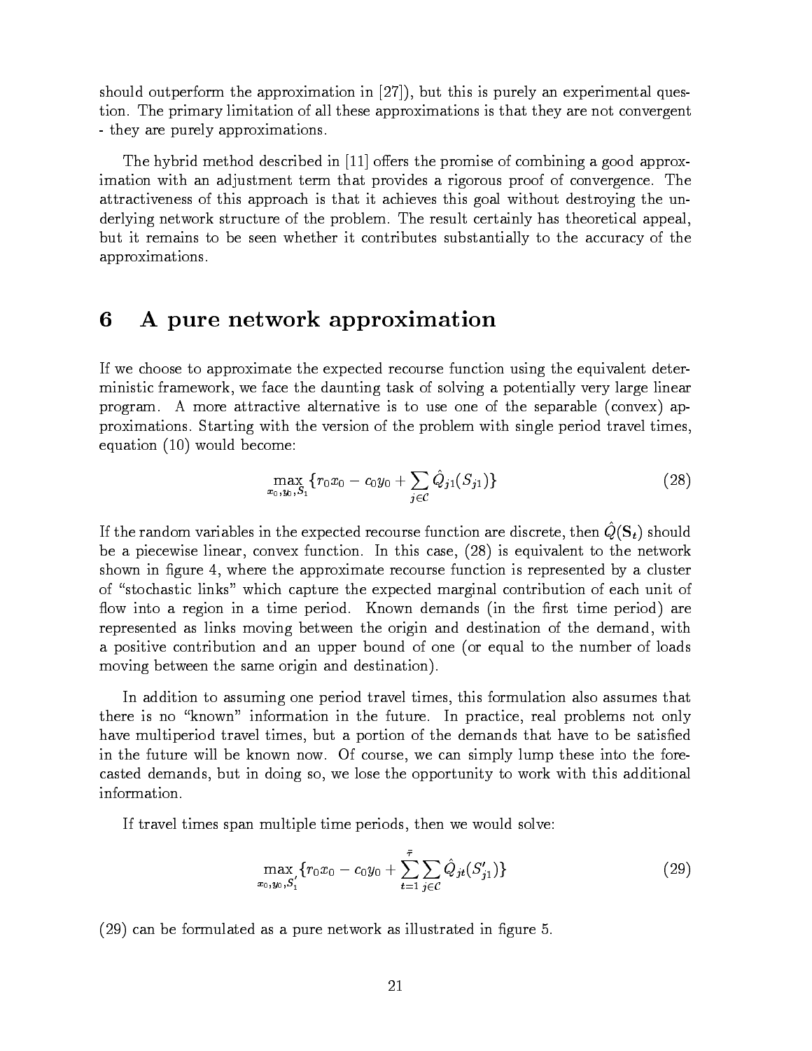should outperform the approximation in [27]), but this is purely an experimental question. The primary limitation of all these approximations is that they are not convergent - they are purely approximations.

The hybrid method described in [11] offers the promise of combining a good approximation with an adjustment term that provides a rigorous proof of convergence. The attractiveness of this approach is that it achieves this goal without destroying the underlying network structure of the problem. The result certainly has theoretical appeal, but it remains to be seen whether it contributes substantially to the accuracy of the approximations.

# 6 A pure network approximation

If we choose to approximate the expected recourse function using the equivalent deterministic framework, we face the daunting task of solving a potentially very large linear program. A more attractive alternative is to use one of the separable (convex) approximations. Starting with the version of the problem with single period travel times, equation (10) would become:

$$\max_{x_0, y_0, S_1} \{ r_0 x_0 - c_0 y_0 + \sum_{j \in \mathcal{C}} \hat{Q}_{j1}(S_{j1}) \} \tag{28}$$

If the random variables in the expected recourse function are discrete, then $\hat{Q}(\mathbf{S}_t)$ should be a piecewise linear, convex function. In this case, (28) is equivalent to the network shown in figure 4, where the approximate recourse function is represented by a cluster of "stochastic links" which capture the expected marginal contribution of each unit of flow into a region in a time period. Known demands (in the first time period) are represented as links moving between the origin and destination of the demand, with a positive contribution and an upper bound of one (or equal to the number of loads moving between the same origin and destination).

In addition to assuming one period travel times, this formulation also assumes that there is no "known" information in the future. In practice, real problems not only have multiperiod travel times, but a portion of the demands that have to be satisfied in the future will be known now. Of course, we can simply lump these into the forecasted demands, but in doing so, we lose the opportunity to work with this additional information.

If travel times span multiple time periods, then we would solve:

$$\max_{x_0, y_0, S_1'} \{ r_0 x_0 - c_0 y_0 + \sum_{t=1}^{\bar{\tau}} \sum_{j \in \mathcal{C}} \hat{Q}_{jt}(S_{j1}') \} \tag{29}$$

(29) can be formulated as a pure network as illustrated in figure 5.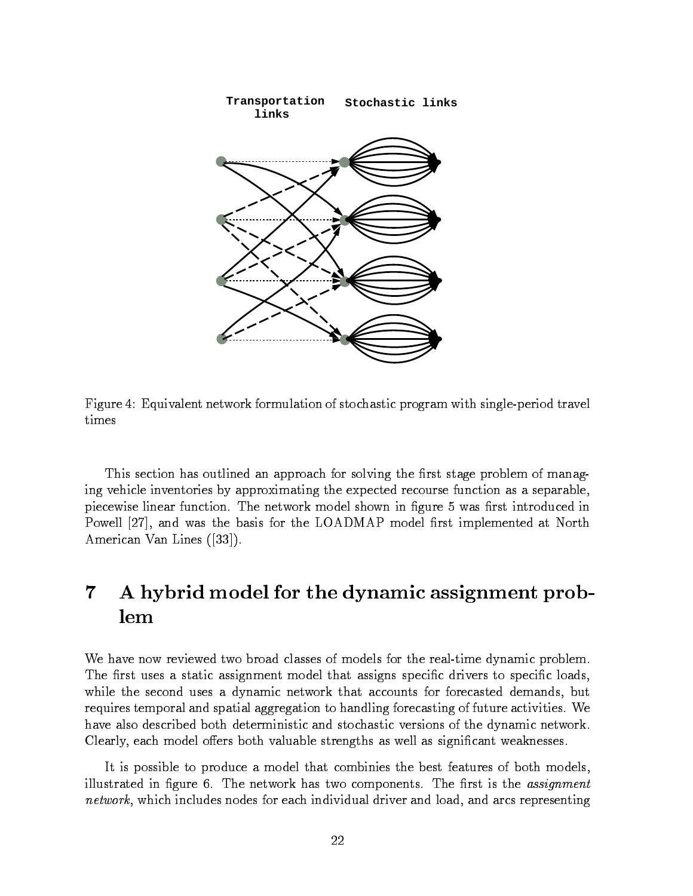Transportation links    Stochastic links

Figure 4: Equivalent network formulation of stochastic program with single-period travel times

This section has outlined an approach for solving the first stage problem of managing vehicle inventories by approximating the expected recourse function as a separable, piecewise linear function. The network model shown in figure 5 was first introduced in Powell [27], and was the basis for the LOADMAP model first implemented at North American Van Lines ([33]).

# 7 A hybrid model for the dynamic assignment problem

We have now reviewed two broad classes of models for the real-time dynamic problem. The first uses a static assignment model that assigns specific drivers to specific loads, while the second uses a dynamic network that accounts for forecasted demands, but requires temporal and spatial aggregation to handling forecasting of future activities. We have also described both deterministic and stochastic versions of the dynamic network. Clearly, each model offers both valuable strengths as well as significant weaknesses.

It is possible to produce a model that combinies the best features of both models, illustrated in figure 6. The network has two components. The first is the *assignment network*, which includes nodes for each individual driver and load, and arcs representing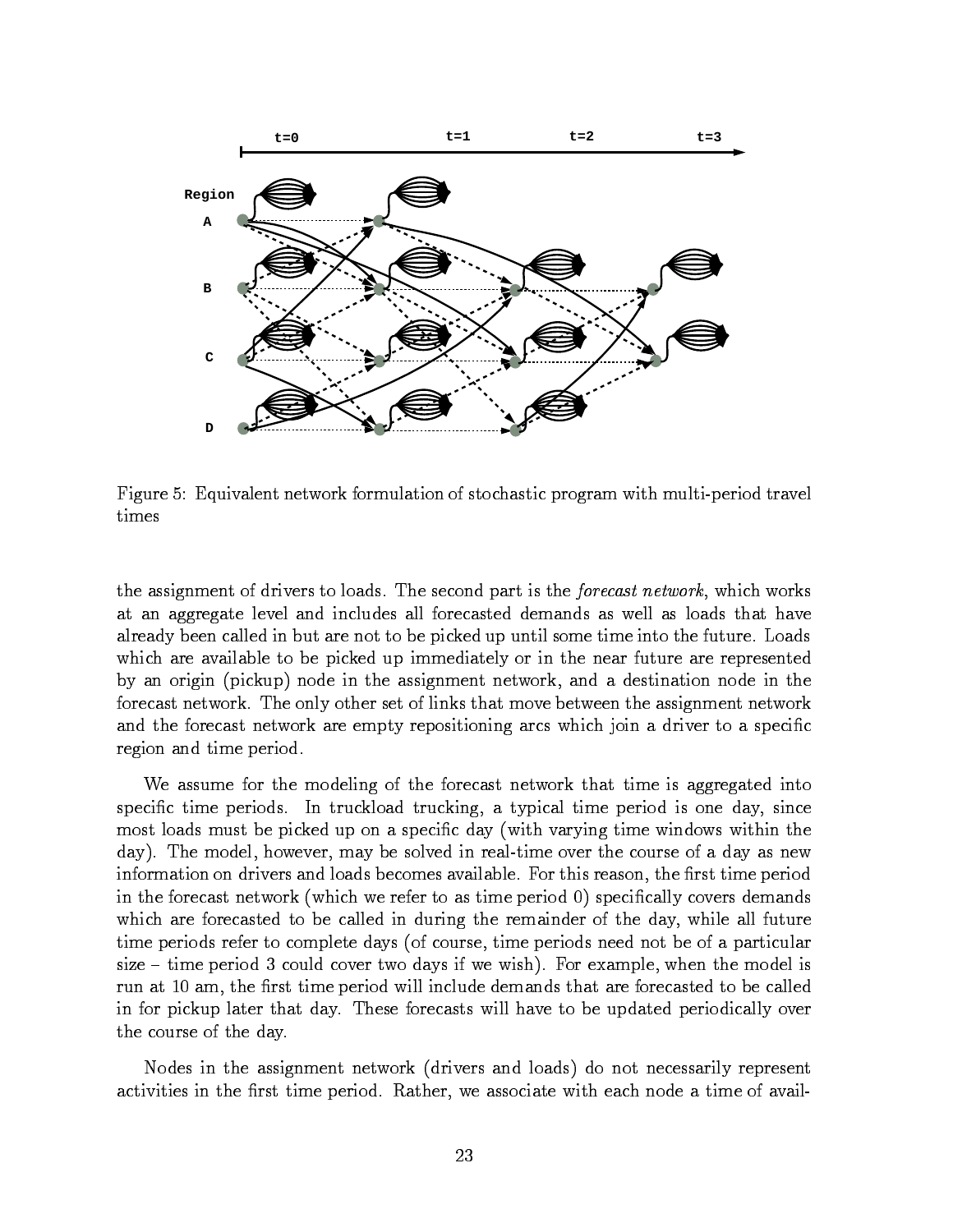Figure 5: Equivalent network formulation of stochastic program with multi-period travel times

the assignment of drivers to loads. The second part is the *forecast network*, which works at an aggregate level and includes all forecasted demands as well as loads that have already been called in but are not to be picked up until some time into the future. Loads which are available to be picked up immediately or in the near future are represented by an origin (pickup) node in the assignment network, and a destination node in the forecast network. The only other set of links that move between the assignment network and the forecast network are empty repositioning arcs which join a driver to a specific region and time period.

We assume for the modeling of the forecast network that time is aggregated into specific time periods. In truckload trucking, a typical time period is one day, since most loads must be picked up on a specific day (with varying time windows within the day). The model, however, may be solved in real-time over the course of a day as new information on drivers and loads becomes available. For this reason, the first time period in the forecast network (which we refer to as time period 0) specifically covers demands which are forecasted to be called in during the remainder of the day, while all future time periods refer to complete days (of course, time periods need not be of a particular size – time period 3 could cover two days if we wish). For example, when the model is run at 10 am, the first time period will include demands that are forecasted to be called in for pickup later that day. These forecasts will have to be updated periodically over the course of the day.

Nodes in the assignment network (drivers and loads) do not necessarily represent activities in the first time period. Rather, we associate with each node a time of avail-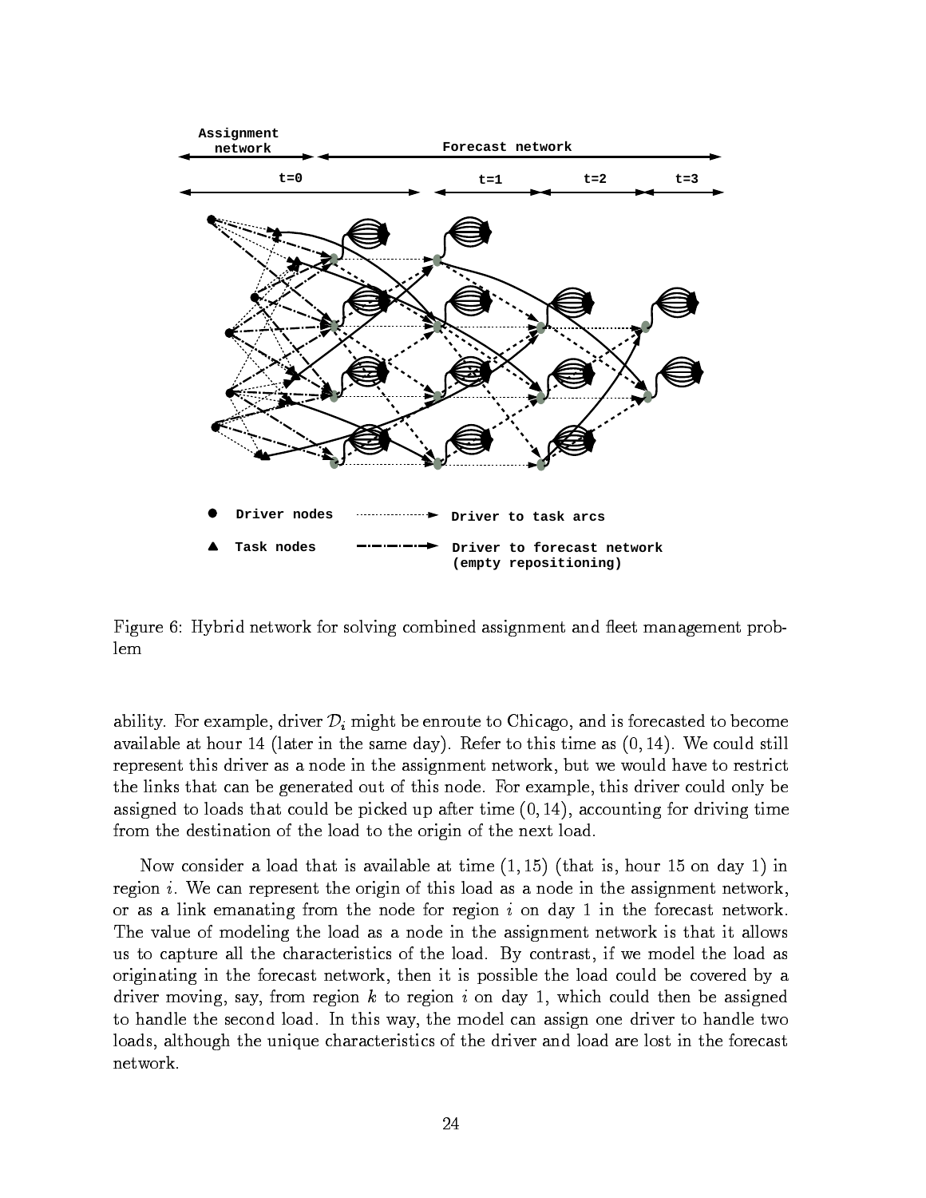Figure 6: Hybrid network for solving combined assignment and fleet management problem

ability. For example, driver $\mathcal{D}_i$ might be enroute to Chicago, and is forecasted to become available at hour 14 (later in the same day). Refer to this time as $(0, 14)$. We could still represent this driver as a node in the assignment network, but we would have to restrict the links that can be generated out of this node. For example, this driver could only be assigned to loads that could be picked up after time $(0, 14)$, accounting for driving time from the destination of the load to the origin of the next load.

Now consider a load that is available at time $(1, 15)$ (that is, hour 15 on day 1) in region $i$. We can represent the origin of this load as a node in the assignment network, or as a link emanating from the node for region $i$ on day 1 in the forecast network. The value of modeling the load as a node in the assignment network is that it allows us to capture all the characteristics of the load. By contrast, if we model the load as originating in the forecast network, then it is possible the load could be covered by a driver moving, say, from region $k$ to region $i$ on day 1, which could then be assigned to handle the second load. In this way, the model can assign one driver to handle two loads, although the unique characteristics of the driver and load are lost in the forecast network.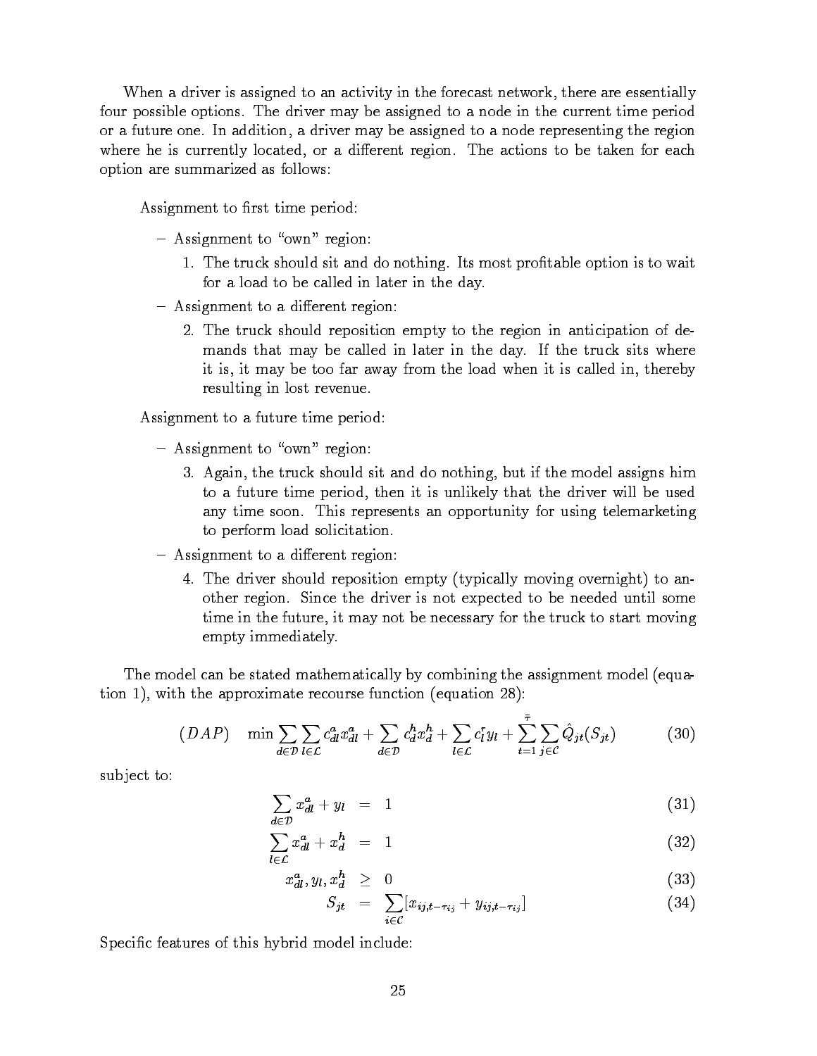When a driver is assigned to an activity in the forecast network, there are essentially four possible options. The driver may be assigned to a node in the current time period or a future one. In addition, a driver may be assigned to a node representing the region where he is currently located, or a different region. The actions to be taken for each option are summarized as follows:

Assignment to first time period:

- Assignment to "own" region:
  1. The truck should sit and do nothing. Its most profitable option is to wait for a load to be called in later in the day.
- Assignment to a different region:
  2. The truck should reposition empty to the region in anticipation of demands that may be called in later in the day. If the truck sits where it is, it may be too far away from the load when it is called in, thereby resulting in lost revenue.

Assignment to a future time period:

- Assignment to "own" region:
  3. Again, the truck should sit and do nothing, but if the model assigns him to a future time period, then it is unlikely that the driver will be used any time soon. This represents an opportunity for using telemarketing to perform load solicitation.
- Assignment to a different region:
  4. The driver should reposition empty (typically moving overnight) to another region. Since the driver is not expected to be needed until some time in the future, it may not be necessary for the truck to start moving empty immediately.

The model can be stated mathematically by combining the assignment model (equation 1), with the approximate recourse function (equation 28):

$$(DAP) \quad \min \sum_{d \in \mathcal{D}} \sum_{l \in \mathcal{L}} c^a_{dl} x^a_{dl} + \sum_{d \in \mathcal{D}} c^h_d x^h_d + \sum_{l \in \mathcal{L}} c^r_l y_l + \sum_{t=1}^{\bar{\tau}} \sum_{j \in \mathcal{C}} \hat{Q}_{jt}(S_{jt}) \tag{30}$$

subject to:

$$\sum_{d \in \mathcal{D}} x^a_{dl} + y_l = 1 \tag{31}$$

$$\sum_{l \in \mathcal{L}} x^a_{dl} + x^h_d = 1 \tag{32}$$

$$x^a_{dl}, y_l, x^h_d \geq 0 \tag{33}$$

$$S_{jt} = \sum_{i \in \mathcal{C}} [x_{ij,t-\tau_{ij}} + y_{ij,t-\tau_{ij}}] \tag{34}$$

Specific features of this hybrid model include: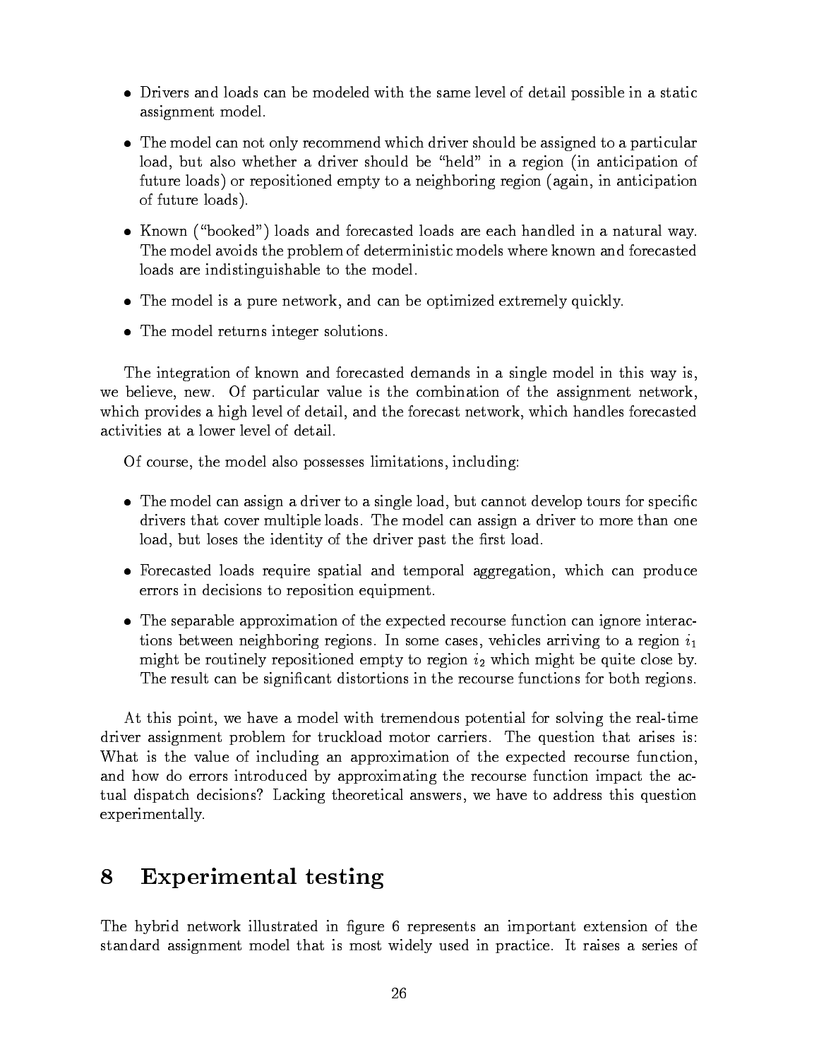- Drivers and loads can be modeled with the same level of detail possible in a static assignment model.
- The model can not only recommend which driver should be assigned to a particular load, but also whether a driver should be "held" in a region (in anticipation of future loads) or repositioned empty to a neighboring region (again, in anticipation of future loads).
- Known ("booked") loads and forecasted loads are each handled in a natural way. The model avoids the problem of deterministic models where known and forecasted loads are indistinguishable to the model.
- The model is a pure network, and can be optimized extremely quickly.
- The model returns integer solutions.

The integration of known and forecasted demands in a single model in this way is, we believe, new. Of particular value is the combination of the assignment network, which provides a high level of detail, and the forecast network, which handles forecasted activities at a lower level of detail.

Of course, the model also possesses limitations, including:

- The model can assign a driver to a single load, but cannot develop tours for specific drivers that cover multiple loads. The model can assign a driver to more than one load, but loses the identity of the driver past the first load.
- Forecasted loads require spatial and temporal aggregation, which can produce errors in decisions to reposition equipment.
- The separable approximation of the expected recourse function can ignore interactions between neighboring regions. In some cases, vehicles arriving to a region $i_1$ might be routinely repositioned empty to region $i_2$ which might be quite close by. The result can be significant distortions in the recourse functions for both regions.

At this point, we have a model with tremendous potential for solving the real-time driver assignment problem for truckload motor carriers. The question that arises is: What is the value of including an approximation of the expected recourse function, and how do errors introduced by approximating the recourse function impact the actual dispatch decisions? Lacking theoretical answers, we have to address this question experimentally.

# 8 Experimental testing

The hybrid network illustrated in figure 6 represents an important extension of the standard assignment model that is most widely used in practice. It raises a series of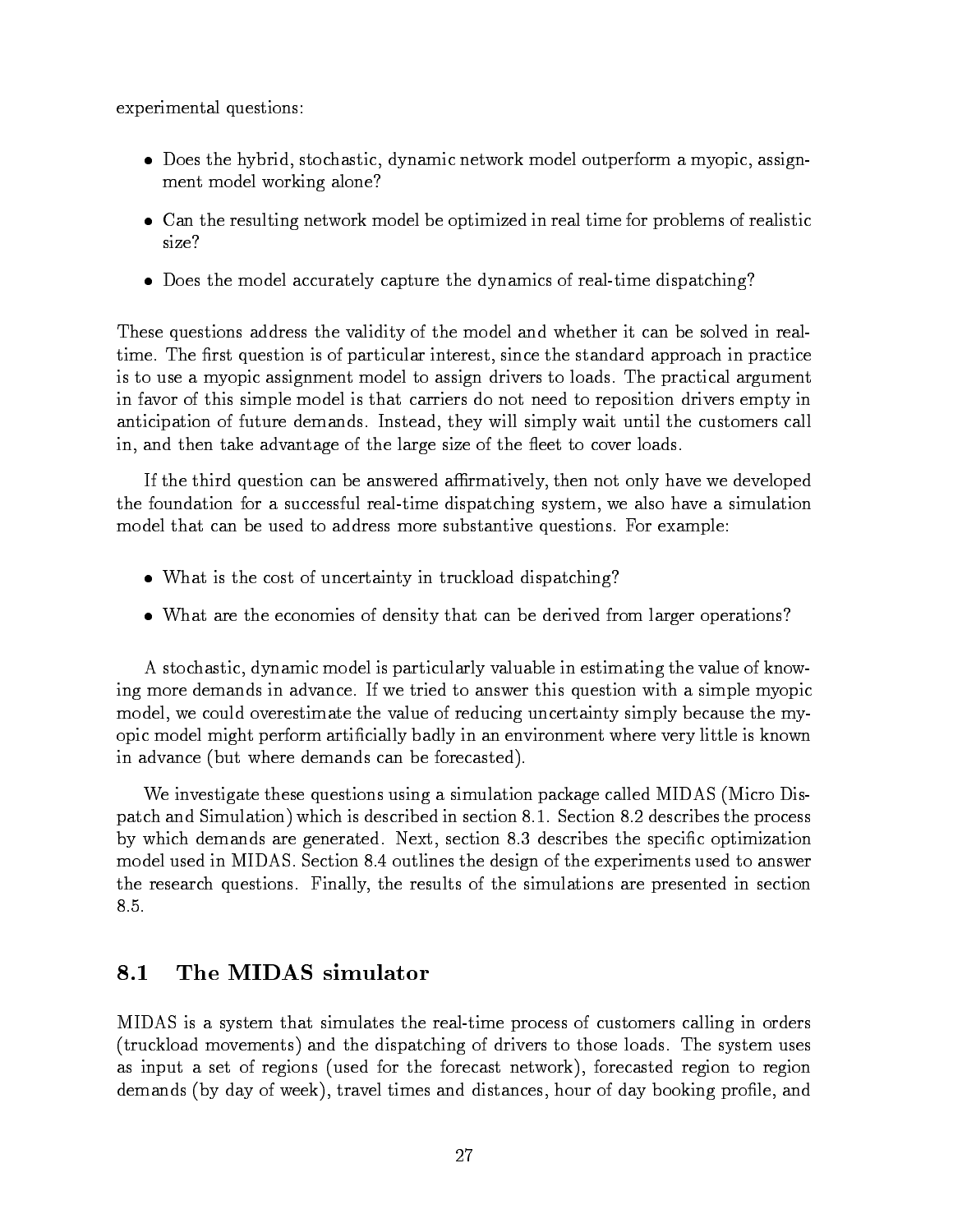experimental questions:

- Does the hybrid, stochastic, dynamic network model outperform a myopic, assignment model working alone?
- Can the resulting network model be optimized in real time for problems of realistic size?
- Does the model accurately capture the dynamics of real-time dispatching?

These questions address the validity of the model and whether it can be solved in real-time. The first question is of particular interest, since the standard approach in practice is to use a myopic assignment model to assign drivers to loads. The practical argument in favor of this simple model is that carriers do not need to reposition drivers empty in anticipation of future demands. Instead, they will simply wait until the customers call in, and then take advantage of the large size of the fleet to cover loads.

If the third question can be answered affirmatively, then not only have we developed the foundation for a successful real-time dispatching system, we also have a simulation model that can be used to address more substantive questions. For example:

- What is the cost of uncertainty in truckload dispatching?
- What are the economies of density that can be derived from larger operations?

A stochastic, dynamic model is particularly valuable in estimating the value of knowing more demands in advance. If we tried to answer this question with a simple myopic model, we could overestimate the value of reducing uncertainty simply because the myopic model might perform artificially badly in an environment where very little is known in advance (but where demands can be forecasted).

We investigate these questions using a simulation package called MIDAS (Micro Dispatch and Simulation) which is described in section 8.1. Section 8.2 describes the process by which demands are generated. Next, section 8.3 describes the specific optimization model used in MIDAS. Section 8.4 outlines the design of the experiments used to answer the research questions. Finally, the results of the simulations are presented in section 8.5.

## 8.1 The MIDAS simulator

MIDAS is a system that simulates the real-time process of customers calling in orders (truckload movements) and the dispatching of drivers to those loads. The system uses as input a set of regions (used for the forecast network), forecasted region to region demands (by day of week), travel times and distances, hour of day booking profile, and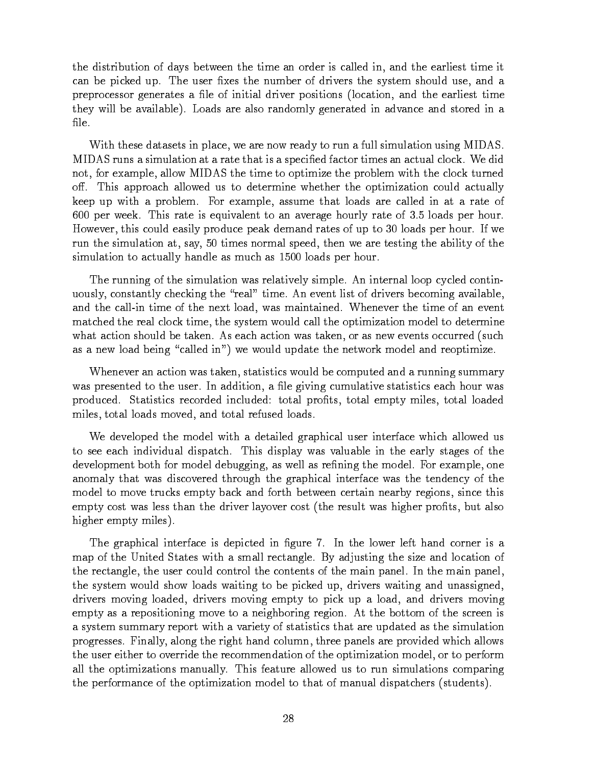the distribution of days between the time an order is called in, and the earliest time it can be picked up. The user fixes the number of drivers the system should use, and a preprocessor generates a file of initial driver positions (location, and the earliest time they will be available). Loads are also randomly generated in advance and stored in a file.

With these datasets in place, we are now ready to run a full simulation using MIDAS. MIDAS runs a simulation at a rate that is a specified factor times an actual clock. We did not, for example, allow MIDAS the time to optimize the problem with the clock turned off. This approach allowed us to determine whether the optimization could actually keep up with a problem. For example, assume that loads are called in at a rate of 600 per week. This rate is equivalent to an average hourly rate of 3.5 loads per hour. However, this could easily produce peak demand rates of up to 30 loads per hour. If we run the simulation at, say, 50 times normal speed, then we are testing the ability of the simulation to actually handle as much as 1500 loads per hour.

The running of the simulation was relatively simple. An internal loop cycled continuously, constantly checking the "real" time. An event list of drivers becoming available, and the call-in time of the next load, was maintained. Whenever the time of an event matched the real clock time, the system would call the optimization model to determine what action should be taken. As each action was taken, or as new events occurred (such as a new load being "called in") we would update the network model and reoptimize.

Whenever an action was taken, statistics would be computed and a running summary was presented to the user. In addition, a file giving cumulative statistics each hour was produced. Statistics recorded included: total profits, total empty miles, total loaded miles, total loads moved, and total refused loads.

We developed the model with a detailed graphical user interface which allowed us to see each individual dispatch. This display was valuable in the early stages of the development both for model debugging, as well as refining the model. For example, one anomaly that was discovered through the graphical interface was the tendency of the model to move trucks empty back and forth between certain nearby regions, since this empty cost was less than the driver layover cost (the result was higher profits, but also higher empty miles).

The graphical interface is depicted in figure 7. In the lower left hand corner is a map of the United States with a small rectangle. By adjusting the size and location of the rectangle, the user could control the contents of the main panel. In the main panel, the system would show loads waiting to be picked up, drivers waiting and unassigned, drivers moving loaded, drivers moving empty to pick up a load, and drivers moving empty as a repositioning move to a neighboring region. At the bottom of the screen is a system summary report with a variety of statistics that are updated as the simulation progresses. Finally, along the right hand column, three panels are provided which allows the user either to override the recommendation of the optimization model, or to perform all the optimizations manually. This feature allowed us to run simulations comparing the performance of the optimization model to that of manual dispatchers (students).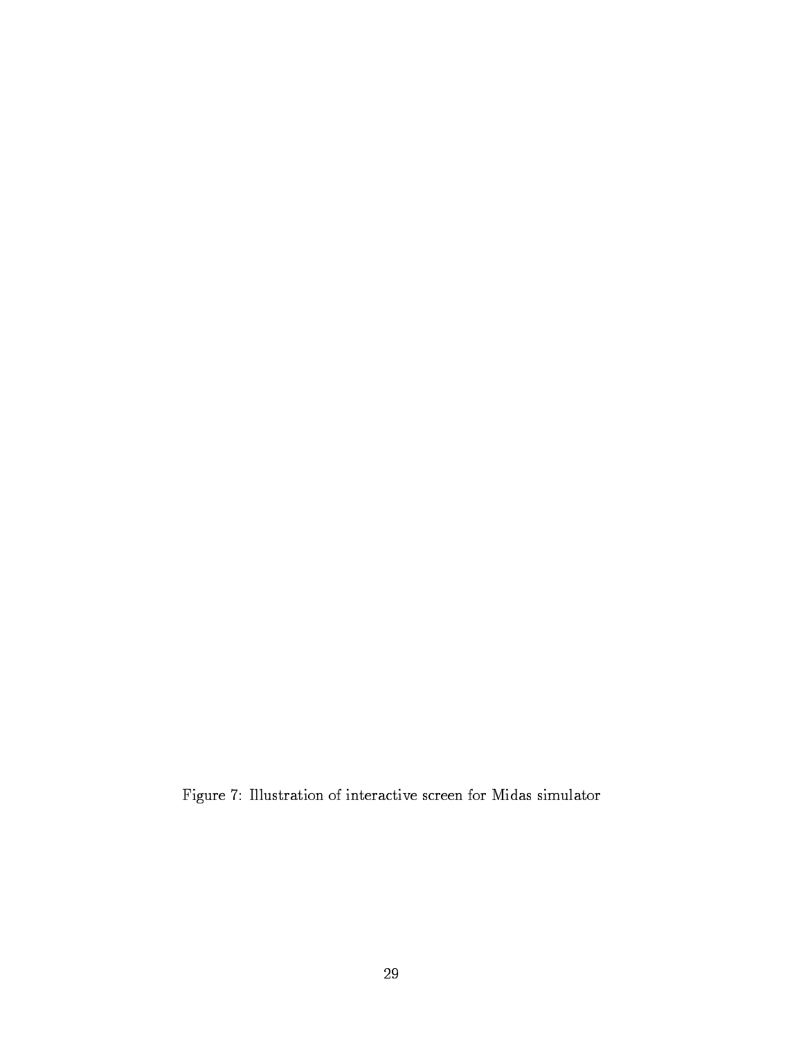Figure 7: Illustration of interactive screen for Midas simulator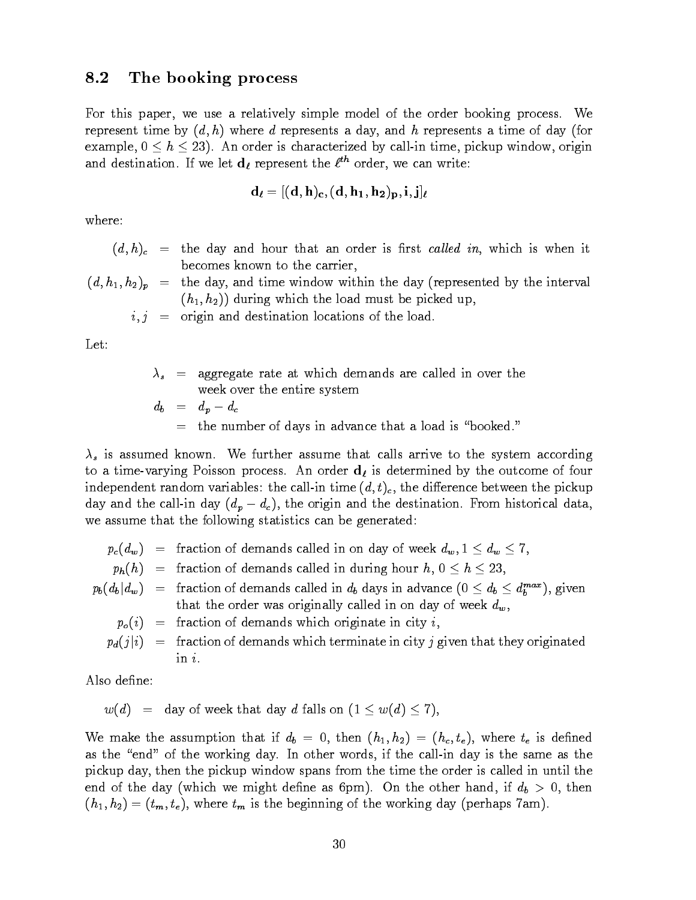## 8.2 The booking process

For this paper, we use a relatively simple model of the order booking process. We represent time by $(d, h)$ where $d$ represents a day, and $h$ represents a time of day (for example, $0 \leq h \leq 23$). An order is characterized by call-in time, pickup window, origin and destination. If we let $\mathbf{d}_\ell$ represent the $\ell^{th}$ order, we can write:

$$\mathbf{d}_\ell = [(\mathbf{d}, \mathbf{h})_\mathbf{c}, (\mathbf{d}, \mathbf{h_1}, \mathbf{h_2})_\mathbf{p}, \mathbf{i}, \mathbf{j}]_\ell$$

where:

$(d, h)_c$ = the day and hour that an order is first *called in*, which is when it becomes known to the carrier,

$(d, h_1, h_2)_p$ = the day, and time window within the day (represented by the interval $(h_1, h_2)$) during which the load must be picked up,

$i, j$ = origin and destination locations of the load.

Let:

$\lambda_s$ = aggregate rate at which demands are called in over the week over the entire system

$d_b$ = $d_p - d_c$

= the number of days in advance that a load is "booked."

$\lambda_s$ is assumed known. We further assume that calls arrive to the system according to a time-varying Poisson process. An order $\mathbf{d}_\ell$ is determined by the outcome of four independent random variables: the call-in time $(d, t)_c$, the difference between the pickup day and the call-in day $(d_p - d_c)$, the origin and the destination. From historical data, we assume that the following statistics can be generated:

$p_c(d_w)$ = fraction of demands called in on day of week $d_w$, $1 \leq d_w \leq 7$,

$p_h(h)$ = fraction of demands called in during hour $h$, $0 \leq h \leq 23$,

$p_b(d_b|d_w)$ = fraction of demands called in $d_b$ days in advance ($0 \leq d_b \leq d_b^{max}$), given that the order was originally called in on day of week $d_w$,

$p_o(i)$ = fraction of demands which originate in city $i$,

$p_d(j|i)$ = fraction of demands which terminate in city $j$ given that they originated in $i$.

Also define:

$w(d)$ = day of week that day $d$ falls on ($1 \leq w(d) \leq 7$),

We make the assumption that if $d_b = 0$, then $(h_1, h_2) = (h_c, t_e)$, where $t_e$ is defined as the "end" of the working day. In other words, if the call-in day is the same as the pickup day, then the pickup window spans from the time the order is called in until the end of the day (which we might define as 6pm). On the other hand, if $d_b > 0$, then $(h_1, h_2) = (t_m, t_e)$, where $t_m$ is the beginning of the working day (perhaps 7am).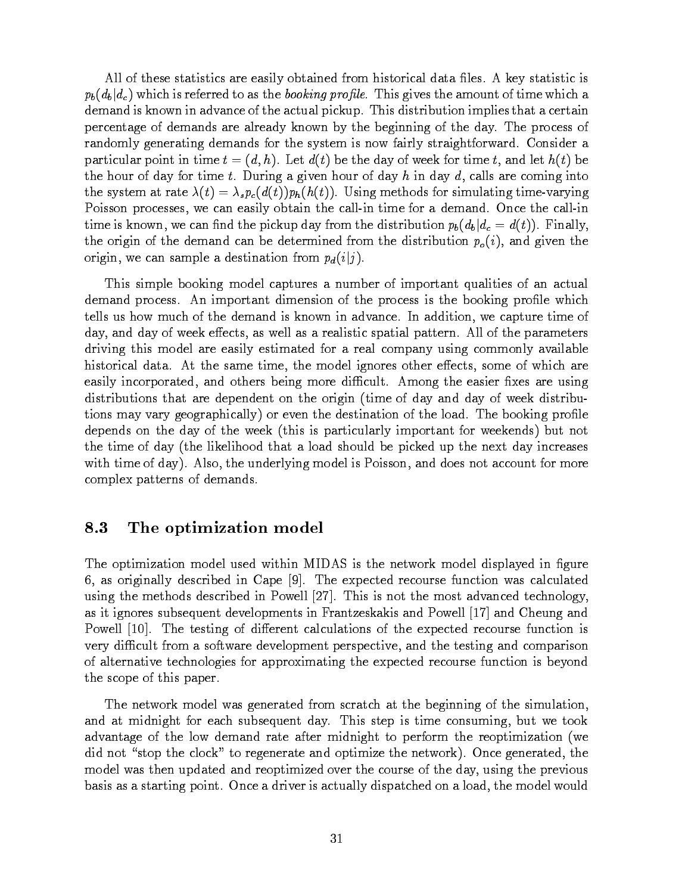All of these statistics are easily obtained from historical data files. A key statistic is $p_b(d_b|d_c)$ which is referred to as the *booking profile*. This gives the amount of time which a demand is known in advance of the actual pickup. This distribution implies that a certain percentage of demands are already known by the beginning of the day. The process of randomly generating demands for the system is now fairly straightforward. Consider a particular point in time $t = (d, h)$. Let $d(t)$ be the day of week for time $t$, and let $h(t)$ be the hour of day for time $t$. During a given hour of day $h$ in day $d$, calls are coming into the system at rate $\lambda(t) = \lambda_s p_c(d(t)) p_h(h(t))$. Using methods for simulating time-varying Poisson processes, we can easily obtain the call-in time for a demand. Once the call-in time is known, we can find the pickup day from the distribution $p_b(d_b|d_c = d(t))$. Finally, the origin of the demand can be determined from the distribution $p_o(i)$, and given the origin, we can sample a destination from $p_d(i|j)$.

This simple booking model captures a number of important qualities of an actual demand process. An important dimension of the process is the booking profile which tells us how much of the demand is known in advance. In addition, we capture time of day, and day of week effects, as well as a realistic spatial pattern. All of the parameters driving this model are easily estimated for a real company using commonly available historical data. At the same time, the model ignores other effects, some of which are easily incorporated, and others being more difficult. Among the easier fixes are using distributions that are dependent on the origin (time of day and day of week distributions may vary geographically) or even the destination of the load. The booking profile depends on the day of the week (this is particularly important for weekends) but not the time of day (the likelihood that a load should be picked up the next day increases with time of day). Also, the underlying model is Poisson, and does not account for more complex patterns of demands.

## 8.3 The optimization model

The optimization model used within MIDAS is the network model displayed in figure 6, as originally described in Cape [9]. The expected recourse function was calculated using the methods described in Powell [27]. This is not the most advanced technology, as it ignores subsequent developments in Frantzeskakis and Powell [17] and Cheung and Powell [10]. The testing of different calculations of the expected recourse function is very difficult from a software development perspective, and the testing and comparison of alternative technologies for approximating the expected recourse function is beyond the scope of this paper.

The network model was generated from scratch at the beginning of the simulation, and at midnight for each subsequent day. This step is time consuming, but we took advantage of the low demand rate after midnight to perform the reoptimization (we did not "stop the clock" to regenerate and optimize the network). Once generated, the model was then updated and reoptimized over the course of the day, using the previous basis as a starting point. Once a driver is actually dispatched on a load, the model would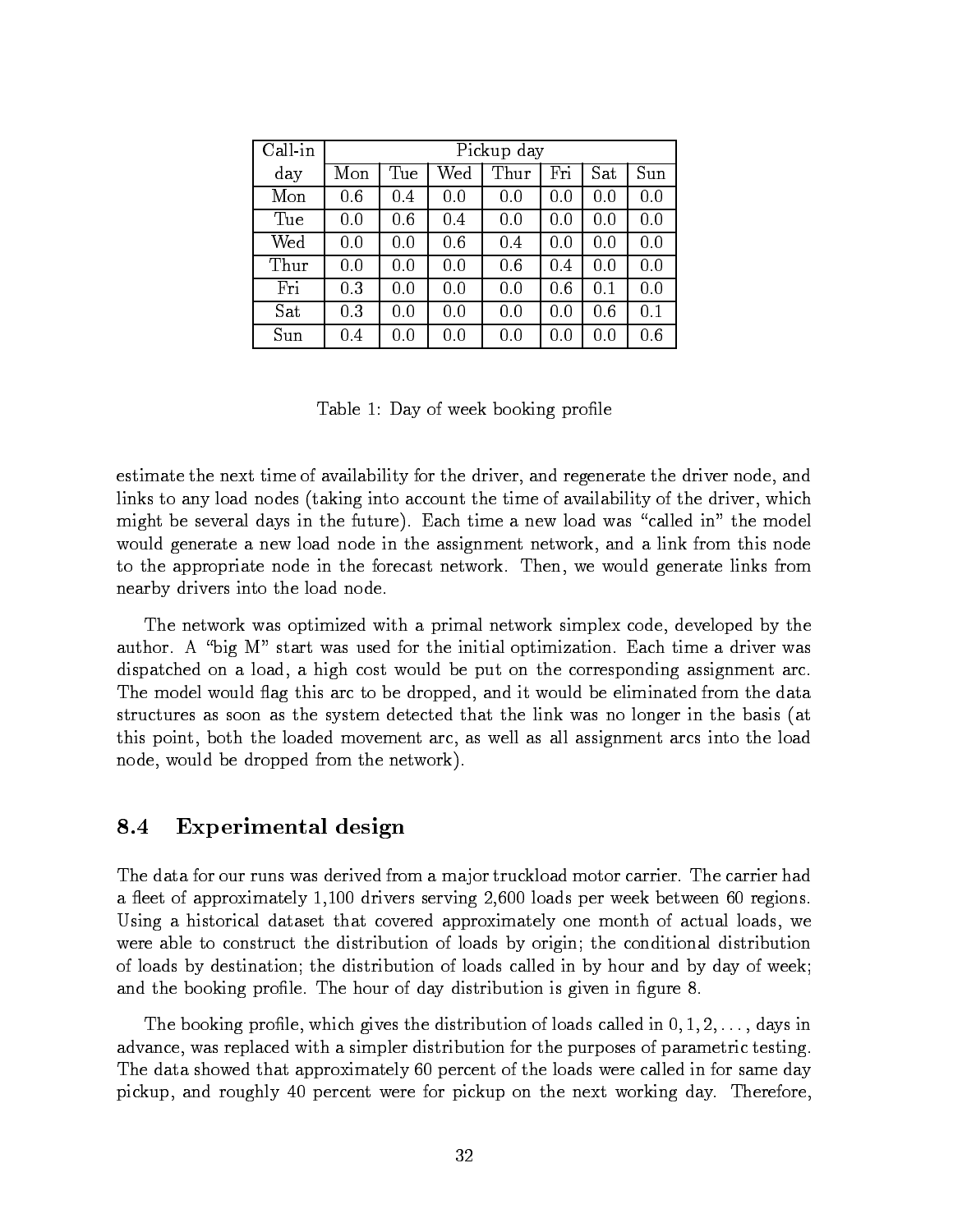| Call-in | Pickup day | | | | | | |
|---|---|---|---|---|---|---|---|
| day | Mon | Tue | Wed | Thur | Fri | Sat | Sun |
| Mon | 0.6 | 0.4 | 0.0 | 0.0 | 0.0 | 0.0 | 0.0 |
| Tue | 0.0 | 0.6 | 0.4 | 0.0 | 0.0 | 0.0 | 0.0 |
| Wed | 0.0 | 0.0 | 0.6 | 0.4 | 0.0 | 0.0 | 0.0 |
| Thur | 0.0 | 0.0 | 0.0 | 0.6 | 0.4 | 0.0 | 0.0 |
| Fri | 0.3 | 0.0 | 0.0 | 0.0 | 0.6 | 0.1 | 0.0 |
| Sat | 0.3 | 0.0 | 0.0 | 0.0 | 0.0 | 0.6 | 0.1 |
| Sun | 0.4 | 0.0 | 0.0 | 0.0 | 0.0 | 0.0 | 0.6 |

Table 1: Day of week booking profile

estimate the next time of availability for the driver, and regenerate the driver node, and links to any load nodes (taking into account the time of availability of the driver, which might be several days in the future). Each time a new load was "called in" the model would generate a new load node in the assignment network, and a link from this node to the appropriate node in the forecast network. Then, we would generate links from nearby drivers into the load node.

The network was optimized with a primal network simplex code, developed by the author. A "big M" start was used for the initial optimization. Each time a driver was dispatched on a load, a high cost would be put on the corresponding assignment arc. The model would flag this arc to be dropped, and it would be eliminated from the data structures as soon as the system detected that the link was no longer in the basis (at this point, both the loaded movement arc, as well as all assignment arcs into the load node, would be dropped from the network).

## 8.4 Experimental design

The data for our runs was derived from a major truckload motor carrier. The carrier had a fleet of approximately 1,100 drivers serving 2,600 loads per week between 60 regions. Using a historical dataset that covered approximately one month of actual loads, we were able to construct the distribution of loads by origin; the conditional distribution of loads by destination; the distribution of loads called in by hour and by day of week; and the booking profile. The hour of day distribution is given in figure 8.

The booking profile, which gives the distribution of loads called in $0, 1, 2, \ldots,$ days in advance, was replaced with a simpler distribution for the purposes of parametric testing. The data showed that approximately 60 percent of the loads were called in for same day pickup, and roughly 40 percent were for pickup on the next working day. Therefore,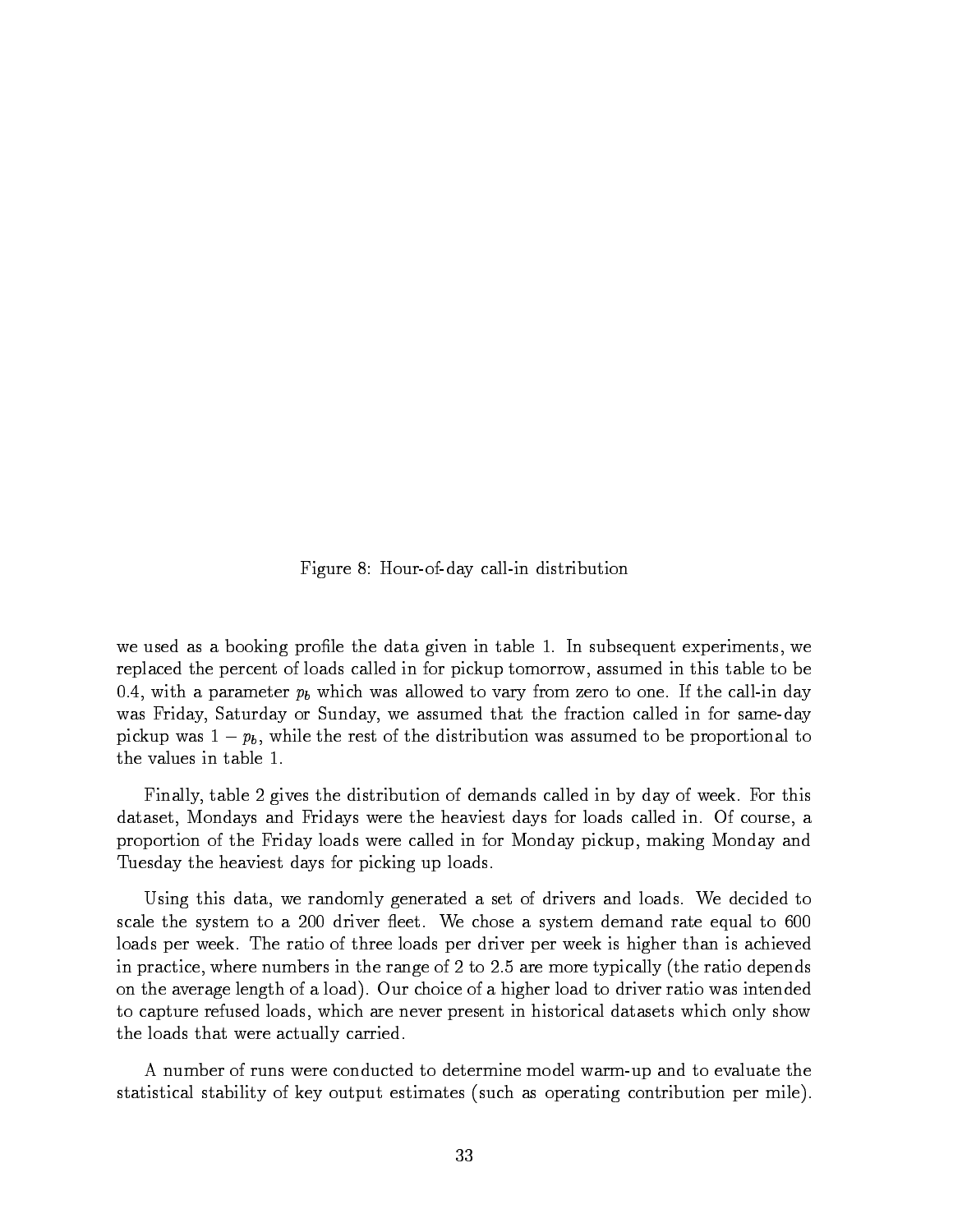Figure 8: Hour-of-day call-in distribution

we used as a booking profile the data given in table 1. In subsequent experiments, we replaced the percent of loads called in for pickup tomorrow, assumed in this table to be 0.4, with a parameter $p_b$ which was allowed to vary from zero to one. If the call-in day was Friday, Saturday or Sunday, we assumed that the fraction called in for same-day pickup was $1 - p_b$, while the rest of the distribution was assumed to be proportional to the values in table 1.

Finally, table 2 gives the distribution of demands called in by day of week. For this dataset, Mondays and Fridays were the heaviest days for loads called in. Of course, a proportion of the Friday loads were called in for Monday pickup, making Monday and Tuesday the heaviest days for picking up loads.

Using this data, we randomly generated a set of drivers and loads. We decided to scale the system to a 200 driver fleet. We chose a system demand rate equal to 600 loads per week. The ratio of three loads per driver per week is higher than is achieved in practice, where numbers in the range of 2 to 2.5 are more typically (the ratio depends on the average length of a load). Our choice of a higher load to driver ratio was intended to capture refused loads, which are never present in historical datasets which only show the loads that were actually carried.

A number of runs were conducted to determine model warm-up and to evaluate the statistical stability of key output estimates (such as operating contribution per mile).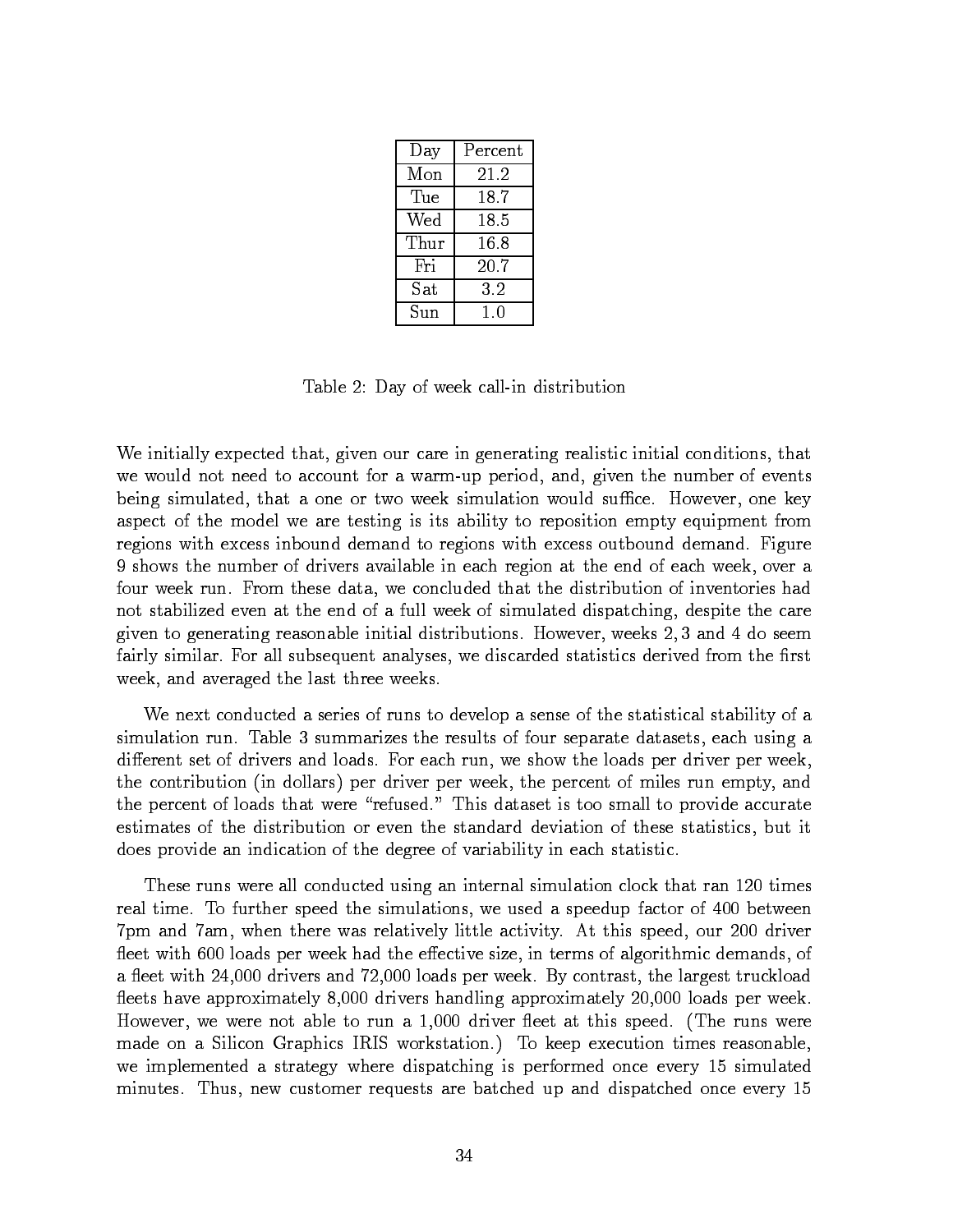| Day | Percent |
|---|---|
| Mon | 21.2 |
| Tue | 18.7 |
| Wed | 18.5 |
| Thur | 16.8 |
| Fri | 20.7 |
| Sat | 3.2 |
| Sun | 1.0 |

Table 2: Day of week call-in distribution

We initially expected that, given our care in generating realistic initial conditions, that we would not need to account for a warm-up period, and, given the number of events being simulated, that a one or two week simulation would suffice. However, one key aspect of the model we are testing is its ability to reposition empty equipment from regions with excess inbound demand to regions with excess outbound demand. Figure 9 shows the number of drivers available in each region at the end of each week, over a four week run. From these data, we concluded that the distribution of inventories had not stabilized even at the end of a full week of simulated dispatching, despite the care given to generating reasonable initial distributions. However, weeks 2, 3 and 4 do seem fairly similar. For all subsequent analyses, we discarded statistics derived from the first week, and averaged the last three weeks.

We next conducted a series of runs to develop a sense of the statistical stability of a simulation run. Table 3 summarizes the results of four separate datasets, each using a different set of drivers and loads. For each run, we show the loads per driver per week, the contribution (in dollars) per driver per week, the percent of miles run empty, and the percent of loads that were "refused." This dataset is too small to provide accurate estimates of the distribution or even the standard deviation of these statistics, but it does provide an indication of the degree of variability in each statistic.

These runs were all conducted using an internal simulation clock that ran 120 times real time. To further speed the simulations, we used a speedup factor of 400 between 7pm and 7am, when there was relatively little activity. At this speed, our 200 driver fleet with 600 loads per week had the effective size, in terms of algorithmic demands, of a fleet with 24,000 drivers and 72,000 loads per week. By contrast, the largest truckload fleets have approximately 8,000 drivers handling approximately 20,000 loads per week. However, we were not able to run a 1,000 driver fleet at this speed. (The runs were made on a Silicon Graphics IRIS workstation.) To keep execution times reasonable, we implemented a strategy where dispatching is performed once every 15 simulated minutes. Thus, new customer requests are batched up and dispatched once every 15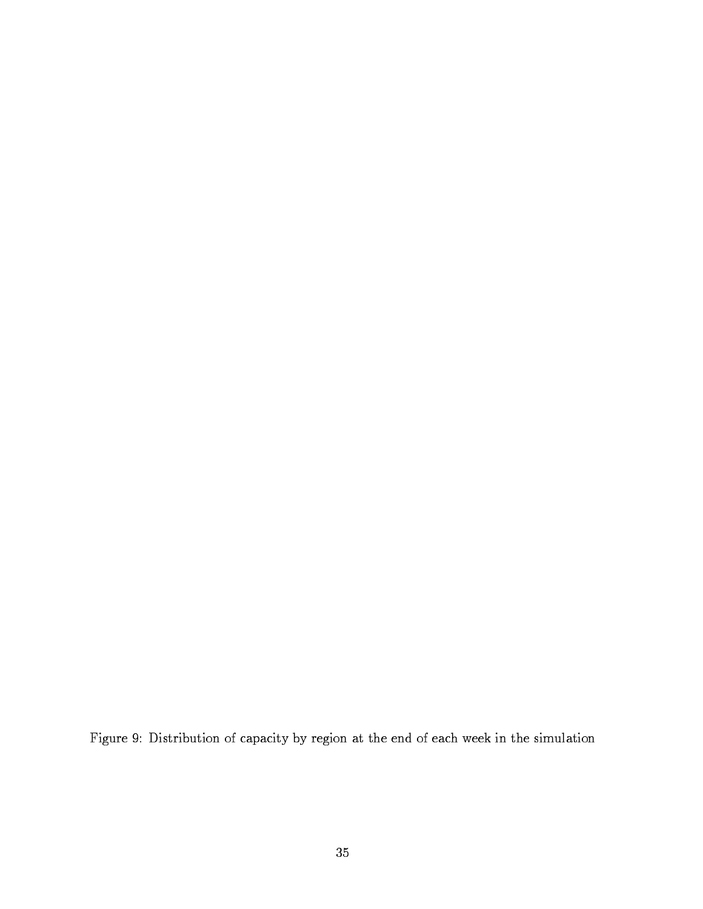Figure 9: Distribution of capacity by region at the end of each week in the simulation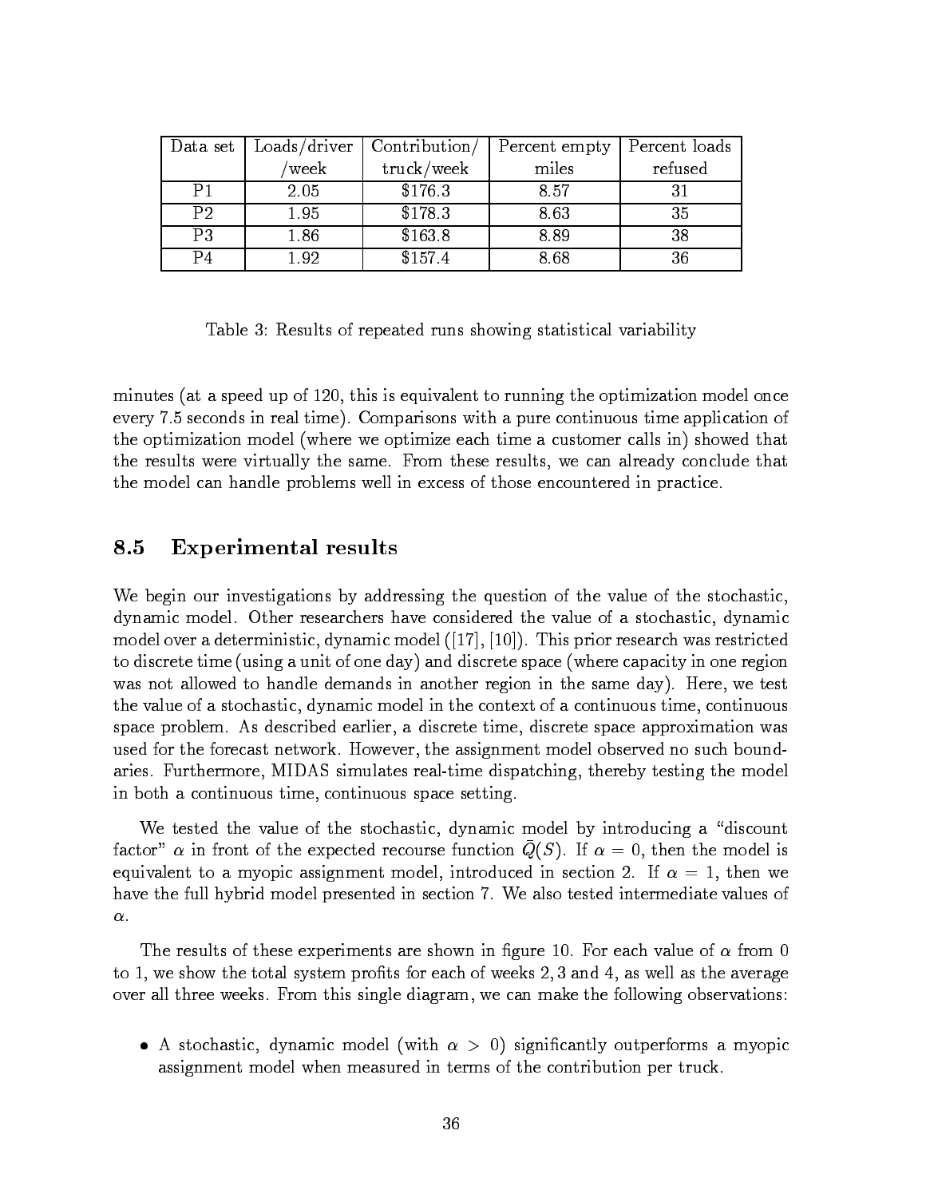| Data set | Loads/driver /week | Contribution/ truck/week | Percent empty miles | Percent loads refused |
|---|---|---|---|---|
| P1 | 2.05 | $176.3 | 8.57 | 31 |
| P2 | 1.95 | $178.3 | 8.63 | 35 |
| P3 | 1.86 | $163.8 | 8.89 | 38 |
| P4 | 1.92 | $157.4 | 8.68 | 36 |

Table 3: Results of repeated runs showing statistical variability

minutes (at a speed up of 120, this is equivalent to running the optimization model once every 7.5 seconds in real time). Comparisons with a pure continuous time application of the optimization model (where we optimize each time a customer calls in) showed that the results were virtually the same. From these results, we can already conclude that the model can handle problems well in excess of those encountered in practice.

## 8.5 Experimental results

We begin our investigations by addressing the question of the value of the stochastic, dynamic model. Other researchers have considered the value of a stochastic, dynamic model over a deterministic, dynamic model ([17], [10]). This prior research was restricted to discrete time (using a unit of one day) and discrete space (where capacity in one region was not allowed to handle demands in another region in the same day). Here, we test the value of a stochastic, dynamic model in the context of a continuous time, continuous space problem. As described earlier, a discrete time, discrete space approximation was used for the forecast network. However, the assignment model observed no such boundaries. Furthermore, MIDAS simulates real-time dispatching, thereby testing the model in both a continuous time, continuous space setting.

We tested the value of the stochastic, dynamic model by introducing a "discount factor" $\alpha$ in front of the expected recourse function $\bar{Q}(S)$. If $\alpha = 0$, then the model is equivalent to a myopic assignment model, introduced in section 2. If $\alpha = 1$, then we have the full hybrid model presented in section 7. We also tested intermediate values of $\alpha$.

The results of these experiments are shown in figure 10. For each value of $\alpha$ from 0 to 1, we show the total system profits for each of weeks 2, 3 and 4, as well as the average over all three weeks. From this single diagram, we can make the following observations:

- A stochastic, dynamic model (with $\alpha > 0$) significantly outperforms a myopic assignment model when measured in terms of the contribution per truck.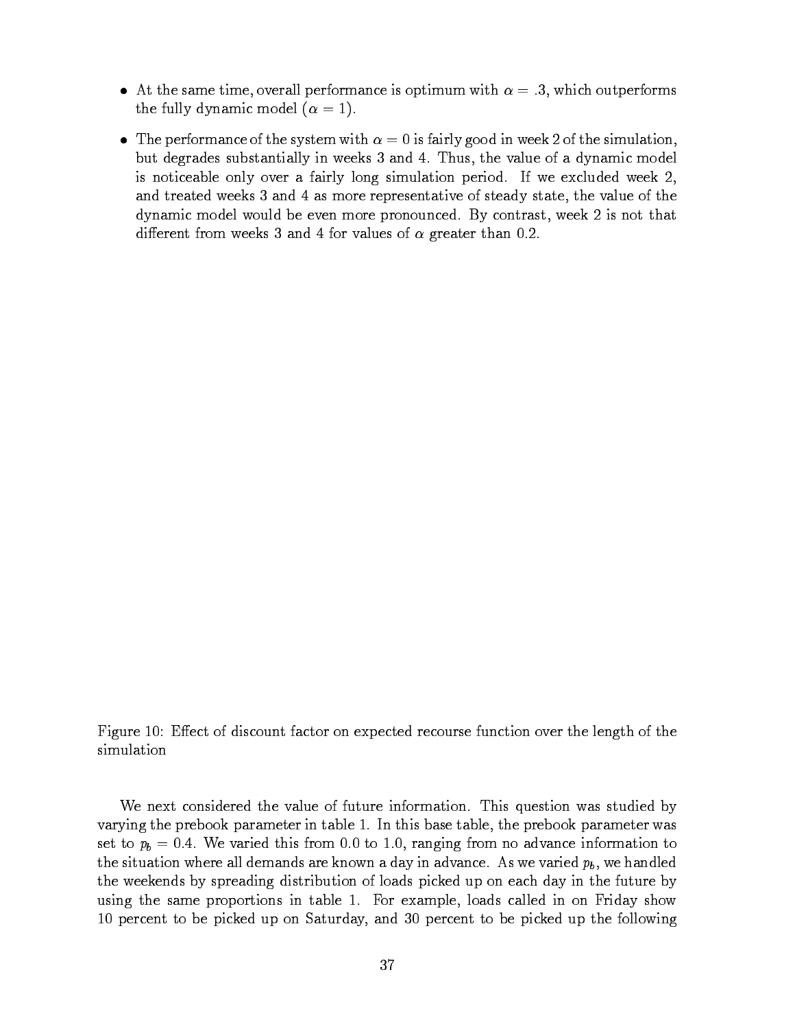- At the same time, overall performance is optimum with $\alpha = .3$, which outperforms the fully dynamic model ($\alpha = 1$).

- The performance of the system with $\alpha = 0$ is fairly good in week 2 of the simulation, but degrades substantially in weeks 3 and 4. Thus, the value of a dynamic model is noticeable only over a fairly long simulation period. If we excluded week 2, and treated weeks 3 and 4 as more representative of steady state, the value of the dynamic model would be even more pronounced. By contrast, week 2 is not that different from weeks 3 and 4 for values of $\alpha$ greater than 0.2.

Figure 10: Effect of discount factor on expected recourse function over the length of the simulation

We next considered the value of future information. This question was studied by varying the prebook parameter in table 1. In this base table, the prebook parameter was set to $p_b = 0.4$. We varied this from 0.0 to 1.0, ranging from no advance information to the situation where all demands are known a day in advance. As we varied $p_b$, we handled the weekends by spreading distribution of loads picked up on each day in the future by using the same proportions in table 1. For example, loads called in on Friday show 10 percent to be picked up on Saturday, and 30 percent to be picked up the following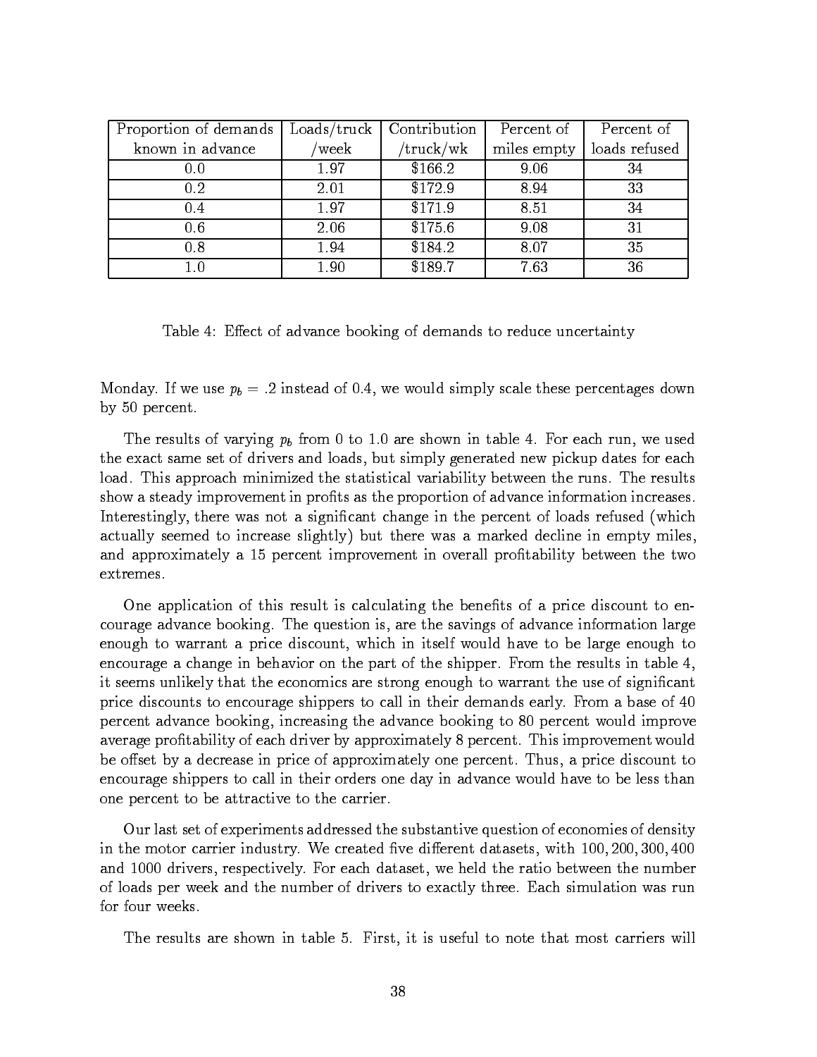| Proportion of demands known in advance | Loads/truck /week | Contribution /truck/wk | Percent of miles empty | Percent of loads refused |
|---|---|---|---|---|
| 0.0 | 1.97 | \$166.2 | 9.06 | 34 |
| 0.2 | 2.01 | \$172.9 | 8.94 | 33 |
| 0.4 | 1.97 | \$171.9 | 8.51 | 34 |
| 0.6 | 2.06 | \$175.6 | 9.08 | 31 |
| 0.8 | 1.94 | \$184.2 | 8.07 | 35 |
| 1.0 | 1.90 | \$189.7 | 7.63 | 36 |

Table 4: Effect of advance booking of demands to reduce uncertainty

Monday. If we use $p_b = .2$ instead of 0.4, we would simply scale these percentages down by 50 percent.

The results of varying $p_b$ from 0 to 1.0 are shown in table 4. For each run, we used the exact same set of drivers and loads, but simply generated new pickup dates for each load. This approach minimized the statistical variability between the runs. The results show a steady improvement in profits as the proportion of advance information increases. Interestingly, there was not a significant change in the percent of loads refused (which actually seemed to increase slightly) but there was a marked decline in empty miles, and approximately a 15 percent improvement in overall profitability between the two extremes.

One application of this result is calculating the benefits of a price discount to encourage advance booking. The question is, are the savings of advance information large enough to warrant a price discount, which in itself would have to be large enough to encourage a change in behavior on the part of the shipper. From the results in table 4, it seems unlikely that the economics are strong enough to warrant the use of significant price discounts to encourage shippers to call in their demands early. From a base of 40 percent advance booking, increasing the advance booking to 80 percent would improve average profitability of each driver by approximately 8 percent. This improvement would be offset by a decrease in price of approximately one percent. Thus, a price discount to encourage shippers to call in their orders one day in advance would have to be less than one percent to be attractive to the carrier.

Our last set of experiments addressed the substantive question of economies of density in the motor carrier industry. We created five different datasets, with 100, 200, 300, 400 and 1000 drivers, respectively. For each dataset, we held the ratio between the number of loads per week and the number of drivers to exactly three. Each simulation was run for four weeks.

The results are shown in table 5. First, it is useful to note that most carriers will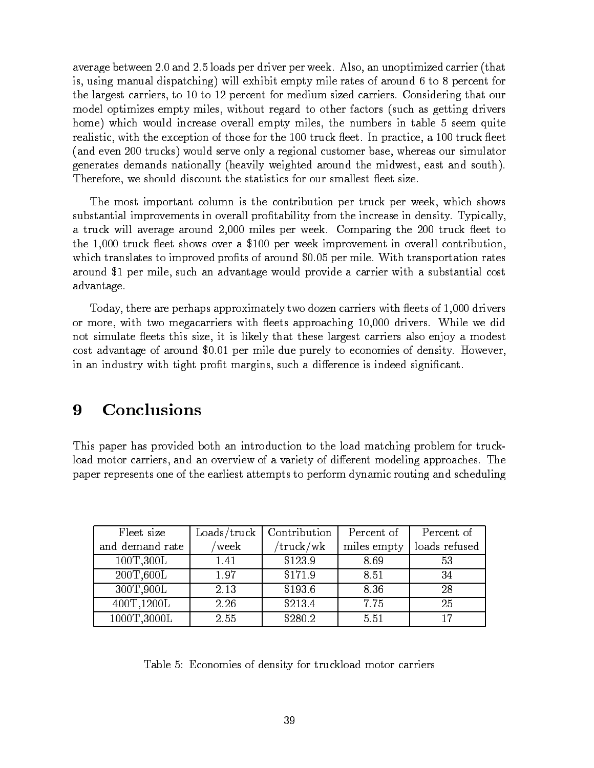average between 2.0 and 2.5 loads per driver per week. Also, an unoptimized carrier (that is, using manual dispatching) will exhibit empty mile rates of around 6 to 8 percent for the largest carriers, to 10 to 12 percent for medium sized carriers. Considering that our model optimizes empty miles, without regard to other factors (such as getting drivers home) which would increase overall empty miles, the numbers in table 5 seem quite realistic, with the exception of those for the 100 truck fleet. In practice, a 100 truck fleet (and even 200 trucks) would serve only a regional customer base, whereas our simulator generates demands nationally (heavily weighted around the midwest, east and south). Therefore, we should discount the statistics for our smallest fleet size.

The most important column is the contribution per truck per week, which shows substantial improvements in overall profitability from the increase in density. Typically, a truck will average around 2,000 miles per week. Comparing the 200 truck fleet to the 1,000 truck fleet shows over a $100 per week improvement in overall contribution, which translates to improved profits of around $0.05 per mile. With transportation rates around $1 per mile, such an advantage would provide a carrier with a substantial cost advantage.

Today, there are perhaps approximately two dozen carriers with fleets of 1,000 drivers or more, with two megacarriers with fleets approaching 10,000 drivers. While we did not simulate fleets this size, it is likely that these largest carriers also enjoy a modest cost advantage of around $0.01 per mile due purely to economies of density. However, in an industry with tight profit margins, such a difference is indeed significant.

# 9 Conclusions

This paper has provided both an introduction to the load matching problem for truckload motor carriers, and an overview of a variety of different modeling approaches. The paper represents one of the earliest attempts to perform dynamic routing and scheduling

| Fleet size and demand rate | Loads/truck /week | Contribution /truck/wk | Percent of miles empty | Percent of loads refused |
|---|---|---|---|---|
| 100T,300L | 1.41 | $123.9 | 8.69 | 53 |
| 200T,600L | 1.97 | $171.9 | 8.51 | 34 |
| 300T,900L | 2.13 | $193.6 | 8.36 | 28 |
| 400T,1200L | 2.26 | $213.4 | 7.75 | 25 |
| 1000T,3000L | 2.55 | $280.2 | 5.51 | 17 |

Table 5: Economies of density for truckload motor carriers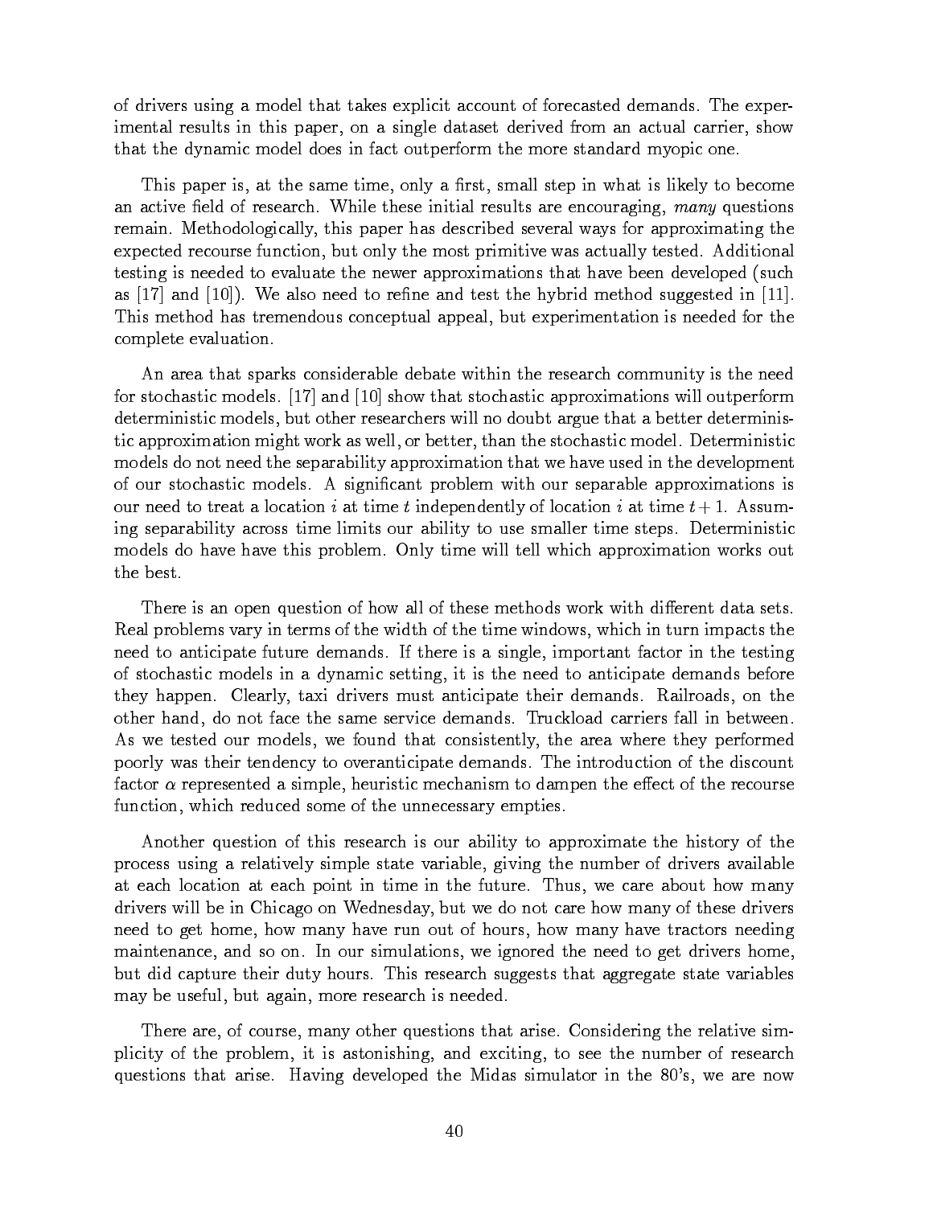of drivers using a model that takes explicit account of forecasted demands. The experimental results in this paper, on a single dataset derived from an actual carrier, show that the dynamic model does in fact outperform the more standard myopic one.

This paper is, at the same time, only a first, small step in what is likely to become an active field of research. While these initial results are encouraging, *many* questions remain. Methodologically, this paper has described several ways for approximating the expected recourse function, but only the most primitive was actually tested. Additional testing is needed to evaluate the newer approximations that have been developed (such as [17] and [10]). We also need to refine and test the hybrid method suggested in [11]. This method has tremendous conceptual appeal, but experimentation is needed for the complete evaluation.

An area that sparks considerable debate within the research community is the need for stochastic models. [17] and [10] show that stochastic approximations will outperform deterministic models, but other researchers will no doubt argue that a better deterministic approximation might work as well, or better, than the stochastic model. Deterministic models do not need the separability approximation that we have used in the development of our stochastic models. A significant problem with our separable approximations is our need to treat a location $i$ at time $t$ independently of location $i$ at time $t+1$. Assuming separability across time limits our ability to use smaller time steps. Deterministic models do have have this problem. Only time will tell which approximation works out the best.

There is an open question of how all of these methods work with different data sets. Real problems vary in terms of the width of the time windows, which in turn impacts the need to anticipate future demands. If there is a single, important factor in the testing of stochastic models in a dynamic setting, it is the need to anticipate demands before they happen. Clearly, taxi drivers must anticipate their demands. Railroads, on the other hand, do not face the same service demands. Truckload carriers fall in between. As we tested our models, we found that consistently, the area where they performed poorly was their tendency to overanticipate demands. The introduction of the discount factor $\alpha$ represented a simple, heuristic mechanism to dampen the effect of the recourse function, which reduced some of the unnecessary empties.

Another question of this research is our ability to approximate the history of the process using a relatively simple state variable, giving the number of drivers available at each location at each point in time in the future. Thus, we care about how many drivers will be in Chicago on Wednesday, but we do not care how many of these drivers need to get home, how many have run out of hours, how many have tractors needing maintenance, and so on. In our simulations, we ignored the need to get drivers home, but did capture their duty hours. This research suggests that aggregate state variables may be useful, but again, more research is needed.

There are, of course, many other questions that arise. Considering the relative simplicity of the problem, it is astonishing, and exciting, to see the number of research questions that arise. Having developed the Midas simulator in the 80's, we are now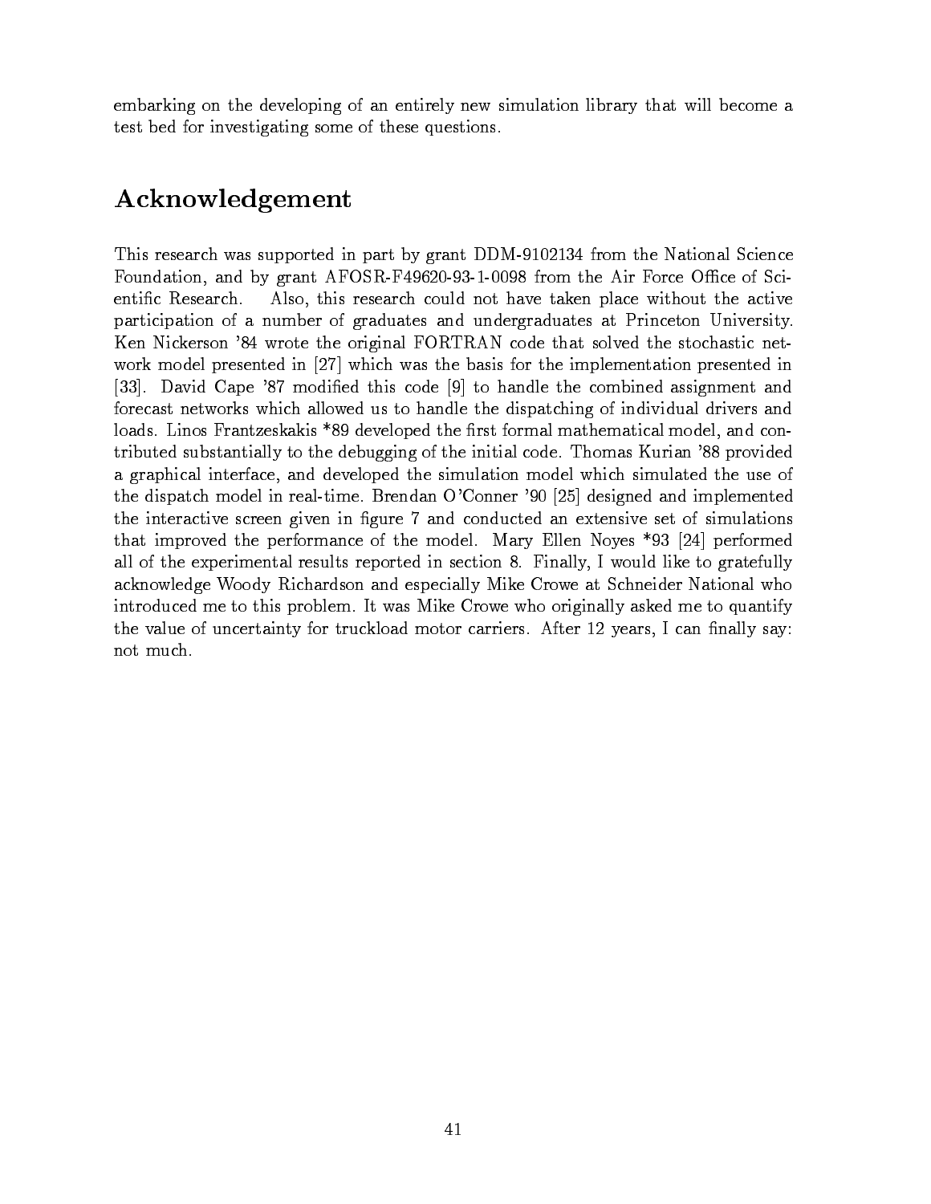embarking on the developing of an entirely new simulation library that will become a test bed for investigating some of these questions.

## Acknowledgement

This research was supported in part by grant DDM-9102134 from the National Science Foundation, and by grant AFOSR-F49620-93-1-0098 from the Air Force Office of Scientific Research. Also, this research could not have taken place without the active participation of a number of graduates and undergraduates at Princeton University. Ken Nickerson '84 wrote the original FORTRAN code that solved the stochastic network model presented in [27] which was the basis for the implementation presented in [33]. David Cape '87 modified this code [9] to handle the combined assignment and forecast networks which allowed us to handle the dispatching of individual drivers and loads. Linos Frantzeskakis *89 developed the first formal mathematical model, and contributed substantially to the debugging of the initial code. Thomas Kurian '88 provided a graphical interface, and developed the simulation model which simulated the use of the dispatch model in real-time. Brendan O'Conner '90 [25] designed and implemented the interactive screen given in figure 7 and conducted an extensive set of simulations that improved the performance of the model. Mary Ellen Noyes *93 [24] performed all of the experimental results reported in section 8. Finally, I would like to gratefully acknowledge Woody Richardson and especially Mike Crowe at Schneider National who introduced me to this problem. It was Mike Crowe who originally asked me to quantify the value of uncertainty for truckload motor carriers. After 12 years, I can finally say: not much.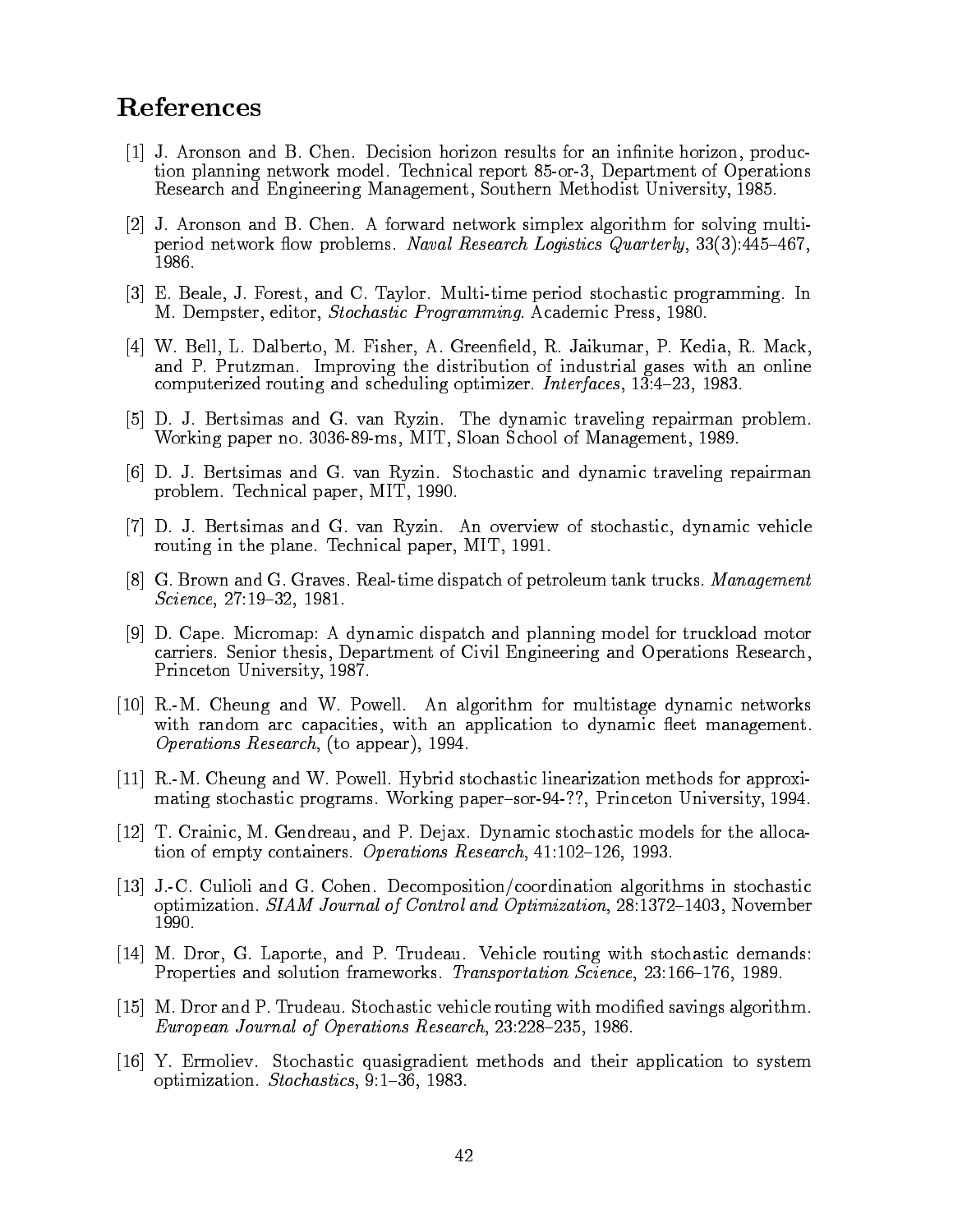# References

[1] J. Aronson and B. Chen. Decision horizon results for an infinite horizon, production planning network model. Technical report 85-or-3, Department of Operations Research and Engineering Management, Southern Methodist University, 1985.

[2] J. Aronson and B. Chen. A forward network simplex algorithm for solving multiperiod network flow problems. *Naval Research Logistics Quarterly*, 33(3):445–467, 1986.

[3] E. Beale, J. Forest, and C. Taylor. Multi-time period stochastic programming. In M. Dempster, editor, *Stochastic Programming*. Academic Press, 1980.

[4] W. Bell, L. Dalberto, M. Fisher, A. Greenfield, R. Jaikumar, P. Kedia, R. Mack, and P. Prutzman. Improving the distribution of industrial gases with an online computerized routing and scheduling optimizer. *Interfaces*, 13:4–23, 1983.

[5] D. J. Bertsimas and G. van Ryzin. The dynamic traveling repairman problem. Working paper no. 3036-89-ms, MIT, Sloan School of Management, 1989.

[6] D. J. Bertsimas and G. van Ryzin. Stochastic and dynamic traveling repairman problem. Technical paper, MIT, 1990.

[7] D. J. Bertsimas and G. van Ryzin. An overview of stochastic, dynamic vehicle routing in the plane. Technical paper, MIT, 1991.

[8] G. Brown and G. Graves. Real-time dispatch of petroleum tank trucks. *Management Science*, 27:19–32, 1981.

[9] D. Cape. Micromap: A dynamic dispatch and planning model for truckload motor carriers. Senior thesis, Department of Civil Engineering and Operations Research, Princeton University, 1987.

[10] R.-M. Cheung and W. Powell. An algorithm for multistage dynamic networks with random arc capacities, with an application to dynamic fleet management. *Operations Research*, (to appear), 1994.

[11] R.-M. Cheung and W. Powell. Hybrid stochastic linearization methods for approximating stochastic programs. Working paper–sor-94-??, Princeton University, 1994.

[12] T. Crainic, M. Gendreau, and P. Dejax. Dynamic stochastic models for the allocation of empty containers. *Operations Research*, 41:102–126, 1993.

[13] J.-C. Culioli and G. Cohen. Decomposition/coordination algorithms in stochastic optimization. *SIAM Journal of Control and Optimization*, 28:1372–1403, November 1990.

[14] M. Dror, G. Laporte, and P. Trudeau. Vehicle routing with stochastic demands: Properties and solution frameworks. *Transportation Science*, 23:166–176, 1989.

[15] M. Dror and P. Trudeau. Stochastic vehicle routing with modified savings algorithm. *European Journal of Operations Research*, 23:228–235, 1986.

[16] Y. Ermoliev. Stochastic quasigradient methods and their application to system optimization. *Stochastics*, 9:1–36, 1983.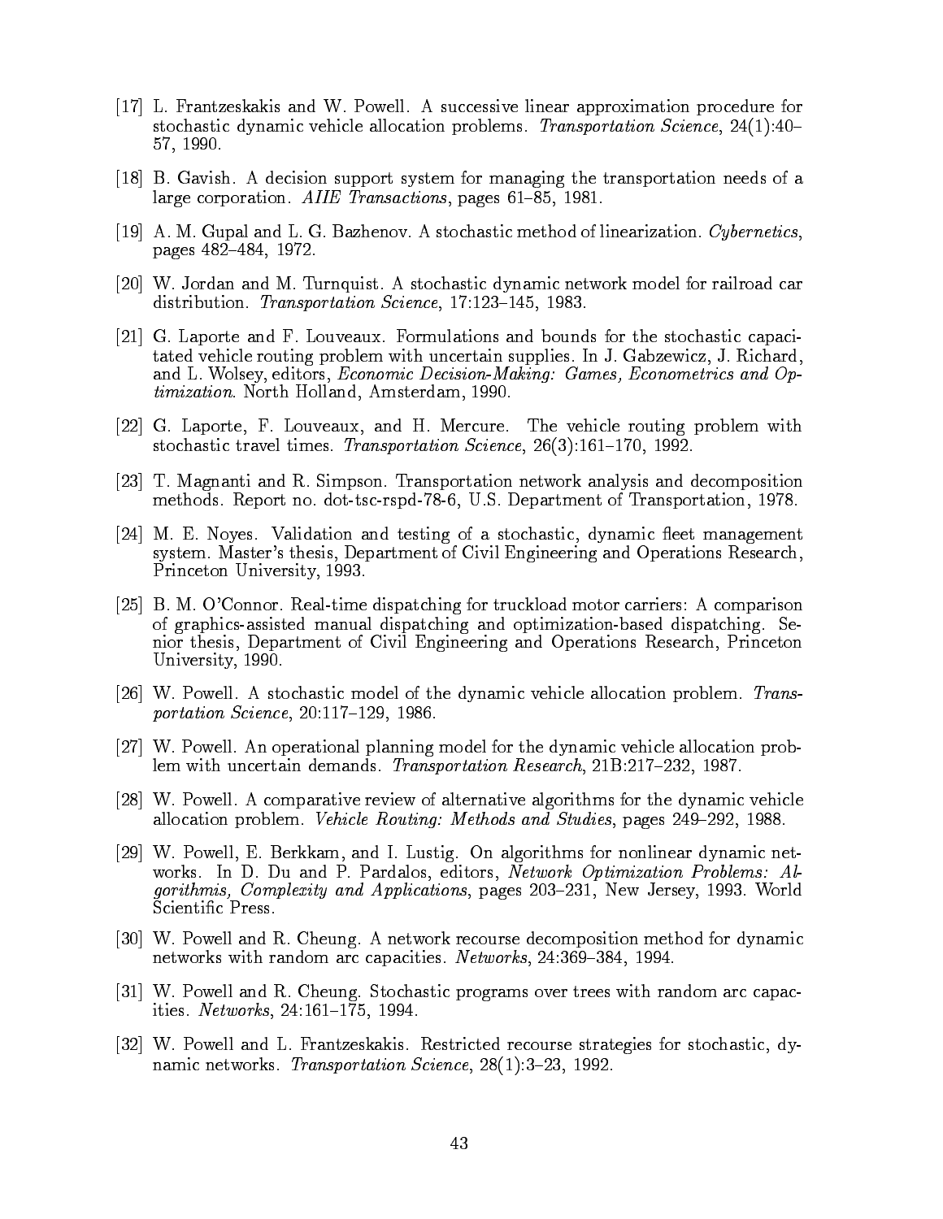[17] L. Frantzeskakis and W. Powell. A successive linear approximation procedure for stochastic dynamic vehicle allocation problems. *Transportation Science*, 24(1):40–57, 1990.

[18] B. Gavish. A decision support system for managing the transportation needs of a large corporation. *AIIE Transactions*, pages 61–85, 1981.

[19] A. M. Gupal and L. G. Bazhenov. A stochastic method of linearization. *Cybernetics*, pages 482–484, 1972.

[20] W. Jordan and M. Turnquist. A stochastic dynamic network model for railroad car distribution. *Transportation Science*, 17:123–145, 1983.

[21] G. Laporte and F. Louveaux. Formulations and bounds for the stochastic capacitated vehicle routing problem with uncertain supplies. In J. Gabzewicz, J. Richard, and L. Wolsey, editors, *Economic Decision-Making: Games, Econometrics and Optimization*. North Holland, Amsterdam, 1990.

[22] G. Laporte, F. Louveaux, and H. Mercure. The vehicle routing problem with stochastic travel times. *Transportation Science*, 26(3):161–170, 1992.

[23] T. Magnanti and R. Simpson. Transportation network analysis and decomposition methods. Report no. dot-tsc-rspd-78-6, U.S. Department of Transportation, 1978.

[24] M. E. Noyes. Validation and testing of a stochastic, dynamic fleet management system. Master's thesis, Department of Civil Engineering and Operations Research, Princeton University, 1993.

[25] B. M. O'Connor. Real-time dispatching for truckload motor carriers: A comparison of graphics-assisted manual dispatching and optimization-based dispatching. Senior thesis, Department of Civil Engineering and Operations Research, Princeton University, 1990.

[26] W. Powell. A stochastic model of the dynamic vehicle allocation problem. *Transportation Science*, 20:117–129, 1986.

[27] W. Powell. An operational planning model for the dynamic vehicle allocation problem with uncertain demands. *Transportation Research*, 21B:217–232, 1987.

[28] W. Powell. A comparative review of alternative algorithms for the dynamic vehicle allocation problem. *Vehicle Routing: Methods and Studies*, pages 249–292, 1988.

[29] W. Powell, E. Berkkam, and I. Lustig. On algorithms for nonlinear dynamic networks. In D. Du and P. Pardalos, editors, *Network Optimization Problems: Algorithmis, Complexity and Applications*, pages 203–231, New Jersey, 1993. World Scientific Press.

[30] W. Powell and R. Cheung. A network recourse decomposition method for dynamic networks with random arc capacities. *Networks*, 24:369–384, 1994.

[31] W. Powell and R. Cheung. Stochastic programs over trees with random arc capacities. *Networks*, 24:161–175, 1994.

[32] W. Powell and L. Frantzeskakis. Restricted recourse strategies for stochastic, dynamic networks. *Transportation Science*, 28(1):3–23, 1992.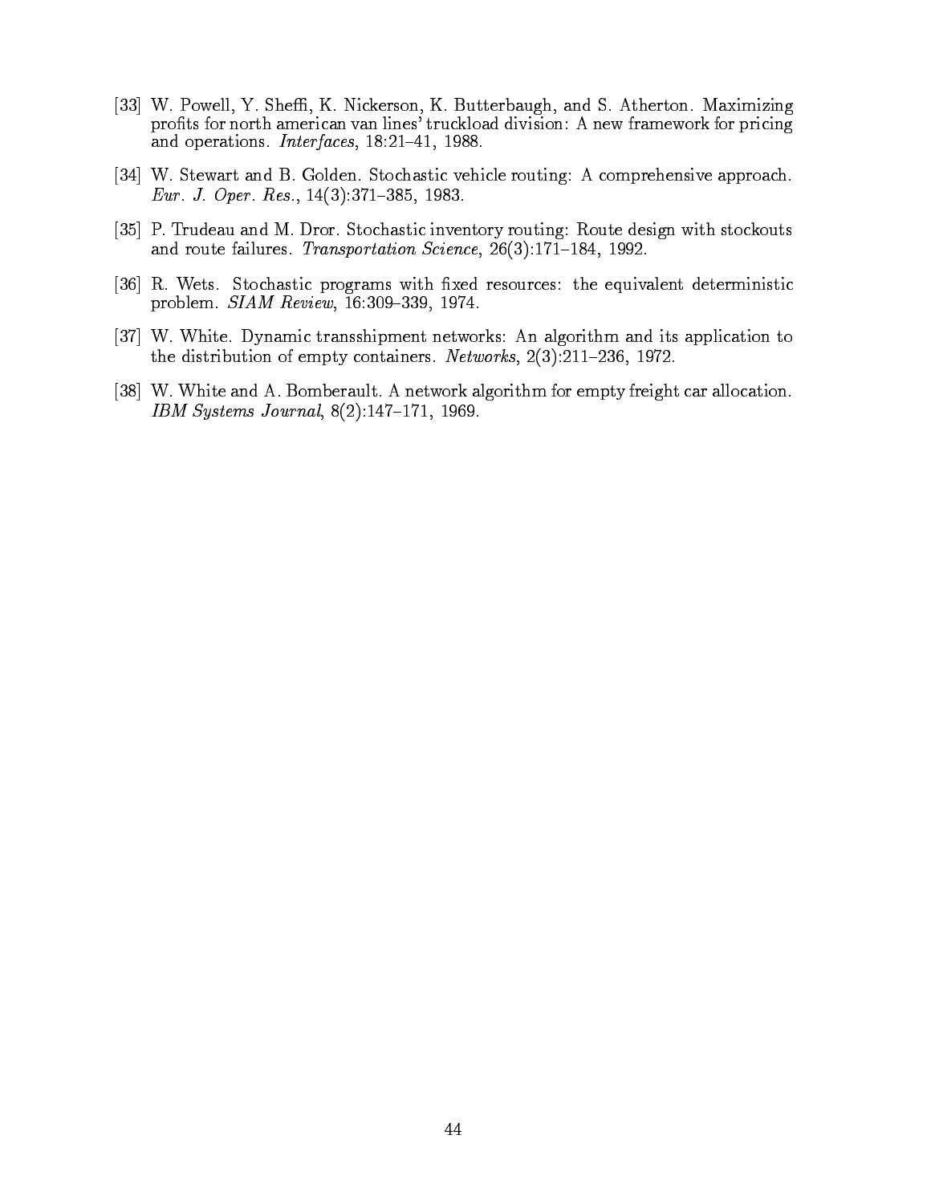[33] W. Powell, Y. Sheffi, K. Nickerson, K. Butterbaugh, and S. Atherton. Maximizing profits for north american van lines' truckload division: A new framework for pricing and operations. *Interfaces*, 18:21–41, 1988.

[34] W. Stewart and B. Golden. Stochastic vehicle routing: A comprehensive approach. *Eur. J. Oper. Res.*, 14(3):371–385, 1983.

[35] P. Trudeau and M. Dror. Stochastic inventory routing: Route design with stockouts and route failures. *Transportation Science*, 26(3):171–184, 1992.

[36] R. Wets. Stochastic programs with fixed resources: the equivalent deterministic problem. *SIAM Review*, 16:309–339, 1974.

[37] W. White. Dynamic transshipment networks: An algorithm and its application to the distribution of empty containers. *Networks*, 2(3):211–236, 1972.

[38] W. White and A. Bomberault. A network algorithm for empty freight car allocation. *IBM Systems Journal*, 8(2):147–171, 1969.